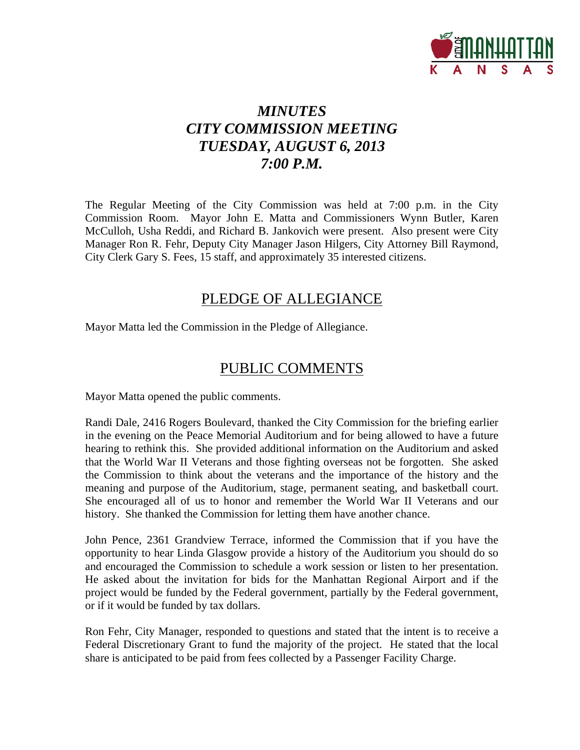# *MINUTES*
# *CITY COMMISSION MEETING*
# *TUESDAY, AUGUST 6, 2013*
# *7:00 P.M.*

The Regular Meeting of the City Commission was held at 7:00 p.m. in the City Commission Room. Mayor John E. Matta and Commissioners Wynn Butler, Karen McCulloh, Usha Reddi, and Richard B. Jankovich were present. Also present were City Manager Ron R. Fehr, Deputy City Manager Jason Hilgers, City Attorney Bill Raymond, City Clerk Gary S. Fees, 15 staff, and approximately 35 interested citizens.

## PLEDGE OF ALLEGIANCE

Mayor Matta led the Commission in the Pledge of Allegiance.

## PUBLIC COMMENTS

Mayor Matta opened the public comments.

Randi Dale, 2416 Rogers Boulevard, thanked the City Commission for the briefing earlier in the evening on the Peace Memorial Auditorium and for being allowed to have a future hearing to rethink this. She provided additional information on the Auditorium and asked that the World War II Veterans and those fighting overseas not be forgotten. She asked the Commission to think about the veterans and the importance of the history and the meaning and purpose of the Auditorium, stage, permanent seating, and basketball court. She encouraged all of us to honor and remember the World War II Veterans and our history. She thanked the Commission for letting them have another chance.

John Pence, 2361 Grandview Terrace, informed the Commission that if you have the opportunity to hear Linda Glasgow provide a history of the Auditorium you should do so and encouraged the Commission to schedule a work session or listen to her presentation. He asked about the invitation for bids for the Manhattan Regional Airport and if the project would be funded by the Federal government, partially by the Federal government, or if it would be funded by tax dollars.

Ron Fehr, City Manager, responded to questions and stated that the intent is to receive a Federal Discretionary Grant to fund the majority of the project. He stated that the local share is anticipated to be paid from fees collected by a Passenger Facility Charge.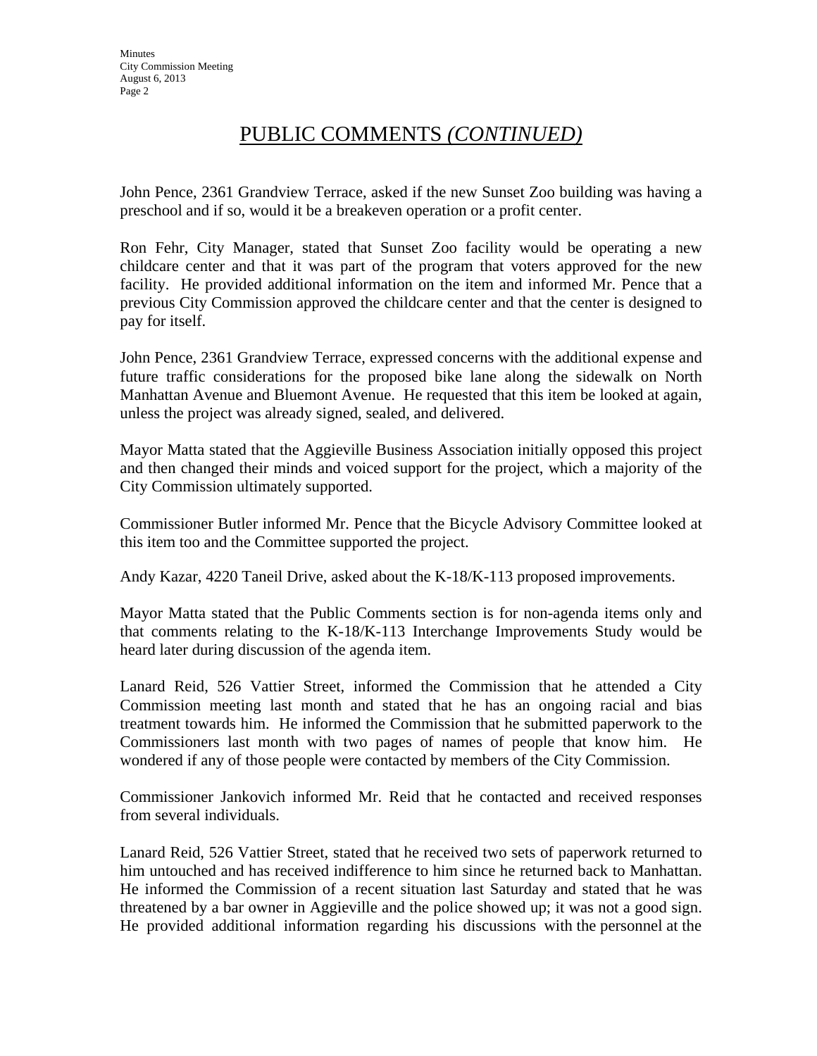# PUBLIC COMMENTS *(CONTINUED)*

John Pence, 2361 Grandview Terrace, asked if the new Sunset Zoo building was having a preschool and if so, would it be a breakeven operation or a profit center.

Ron Fehr, City Manager, stated that Sunset Zoo facility would be operating a new childcare center and that it was part of the program that voters approved for the new facility. He provided additional information on the item and informed Mr. Pence that a previous City Commission approved the childcare center and that the center is designed to pay for itself.

John Pence, 2361 Grandview Terrace, expressed concerns with the additional expense and future traffic considerations for the proposed bike lane along the sidewalk on North Manhattan Avenue and Bluemont Avenue. He requested that this item be looked at again, unless the project was already signed, sealed, and delivered.

Mayor Matta stated that the Aggieville Business Association initially opposed this project and then changed their minds and voiced support for the project, which a majority of the City Commission ultimately supported.

Commissioner Butler informed Mr. Pence that the Bicycle Advisory Committee looked at this item too and the Committee supported the project.

Andy Kazar, 4220 Taneil Drive, asked about the K-18/K-113 proposed improvements.

Mayor Matta stated that the Public Comments section is for non-agenda items only and that comments relating to the K-18/K-113 Interchange Improvements Study would be heard later during discussion of the agenda item.

Lanard Reid, 526 Vattier Street, informed the Commission that he attended a City Commission meeting last month and stated that he has an ongoing racial and bias treatment towards him. He informed the Commission that he submitted paperwork to the Commissioners last month with two pages of names of people that know him. He wondered if any of those people were contacted by members of the City Commission.

Commissioner Jankovich informed Mr. Reid that he contacted and received responses from several individuals.

Lanard Reid, 526 Vattier Street, stated that he received two sets of paperwork returned to him untouched and has received indifference to him since he returned back to Manhattan. He informed the Commission of a recent situation last Saturday and stated that he was threatened by a bar owner in Aggieville and the police showed up; it was not a good sign. He provided additional information regarding his discussions with the personnel at the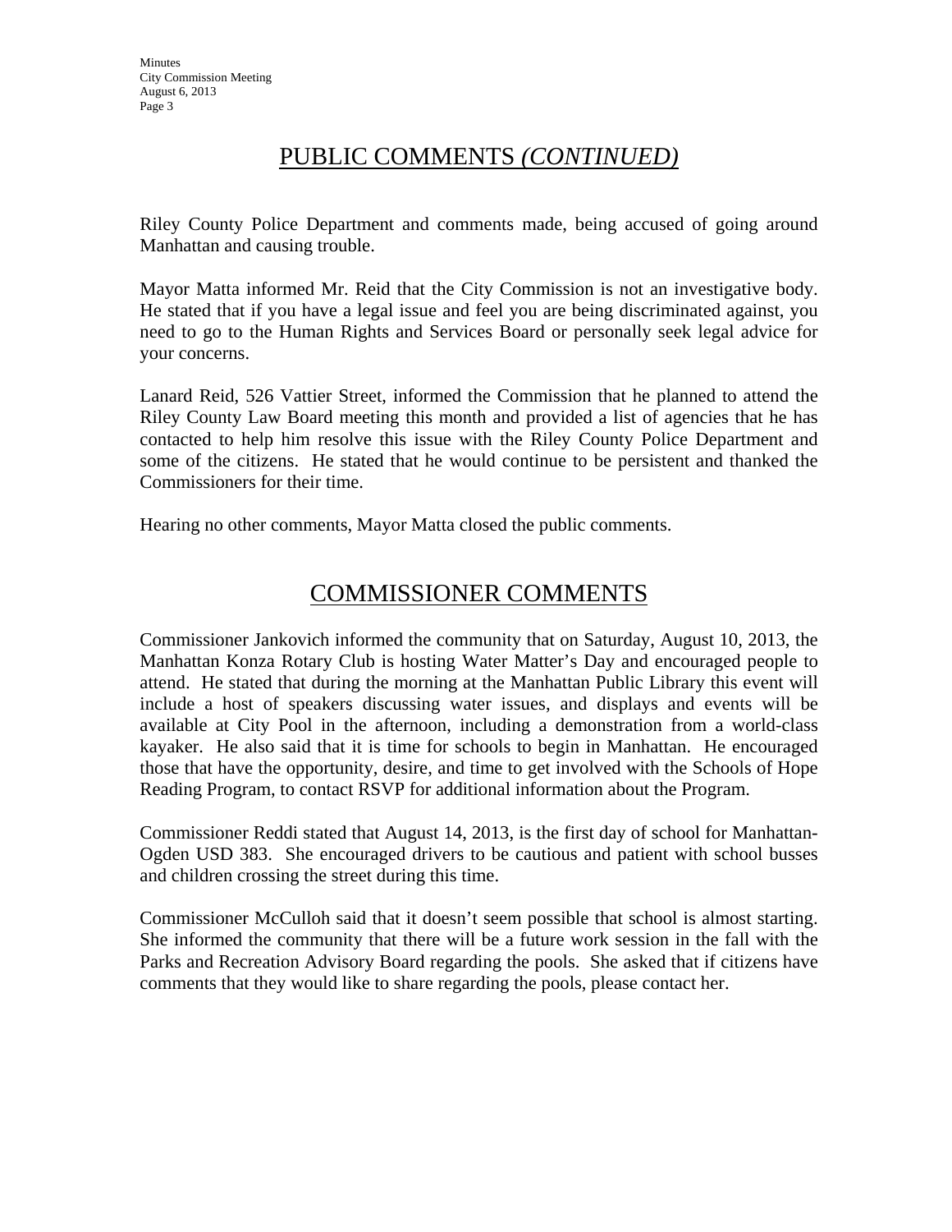## PUBLIC COMMENTS *(CONTINUED)*

Riley County Police Department and comments made, being accused of going around Manhattan and causing trouble.

Mayor Matta informed Mr. Reid that the City Commission is not an investigative body. He stated that if you have a legal issue and feel you are being discriminated against, you need to go to the Human Rights and Services Board or personally seek legal advice for your concerns.

Lanard Reid, 526 Vattier Street, informed the Commission that he planned to attend the Riley County Law Board meeting this month and provided a list of agencies that he has contacted to help him resolve this issue with the Riley County Police Department and some of the citizens. He stated that he would continue to be persistent and thanked the Commissioners for their time.

Hearing no other comments, Mayor Matta closed the public comments.

## COMMISSIONER COMMENTS

Commissioner Jankovich informed the community that on Saturday, August 10, 2013, the Manhattan Konza Rotary Club is hosting Water Matter's Day and encouraged people to attend. He stated that during the morning at the Manhattan Public Library this event will include a host of speakers discussing water issues, and displays and events will be available at City Pool in the afternoon, including a demonstration from a world-class kayaker. He also said that it is time for schools to begin in Manhattan. He encouraged those that have the opportunity, desire, and time to get involved with the Schools of Hope Reading Program, to contact RSVP for additional information about the Program.

Commissioner Reddi stated that August 14, 2013, is the first day of school for Manhattan-Ogden USD 383. She encouraged drivers to be cautious and patient with school busses and children crossing the street during this time.

Commissioner McCulloh said that it doesn't seem possible that school is almost starting. She informed the community that there will be a future work session in the fall with the Parks and Recreation Advisory Board regarding the pools. She asked that if citizens have comments that they would like to share regarding the pools, please contact her.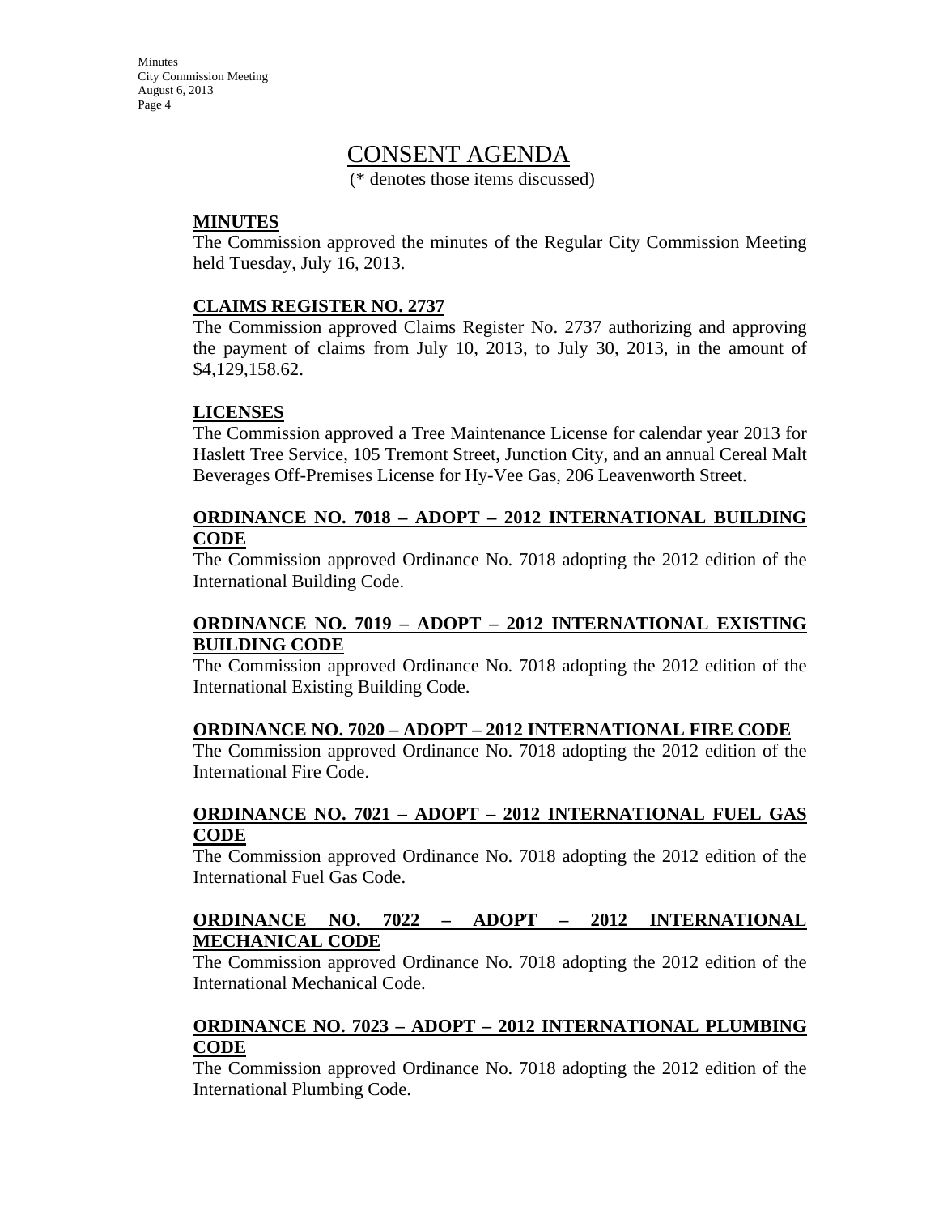# CONSENT AGENDA

(* denotes those items discussed)

**MINUTES**

The Commission approved the minutes of the Regular City Commission Meeting held Tuesday, July 16, 2013.

**CLAIMS REGISTER NO. 2737**

The Commission approved Claims Register No. 2737 authorizing and approving the payment of claims from July 10, 2013, to July 30, 2013, in the amount of $4,129,158.62.

**LICENSES**

The Commission approved a Tree Maintenance License for calendar year 2013 for Haslett Tree Service, 105 Tremont Street, Junction City, and an annual Cereal Malt Beverages Off-Premises License for Hy-Vee Gas, 206 Leavenworth Street.

**ORDINANCE NO. 7018 – ADOPT – 2012 INTERNATIONAL BUILDING CODE**

The Commission approved Ordinance No. 7018 adopting the 2012 edition of the International Building Code.

**ORDINANCE NO. 7019 – ADOPT – 2012 INTERNATIONAL EXISTING BUILDING CODE**

The Commission approved Ordinance No. 7018 adopting the 2012 edition of the International Existing Building Code.

**ORDINANCE NO. 7020 – ADOPT – 2012 INTERNATIONAL FIRE CODE**

The Commission approved Ordinance No. 7018 adopting the 2012 edition of the International Fire Code.

**ORDINANCE NO. 7021 – ADOPT – 2012 INTERNATIONAL FUEL GAS CODE**

The Commission approved Ordinance No. 7018 adopting the 2012 edition of the International Fuel Gas Code.

**ORDINANCE NO. 7022 – ADOPT – 2012 INTERNATIONAL MECHANICAL CODE**

The Commission approved Ordinance No. 7018 adopting the 2012 edition of the International Mechanical Code.

**ORDINANCE NO. 7023 – ADOPT – 2012 INTERNATIONAL PLUMBING CODE**

The Commission approved Ordinance No. 7018 adopting the 2012 edition of the International Plumbing Code.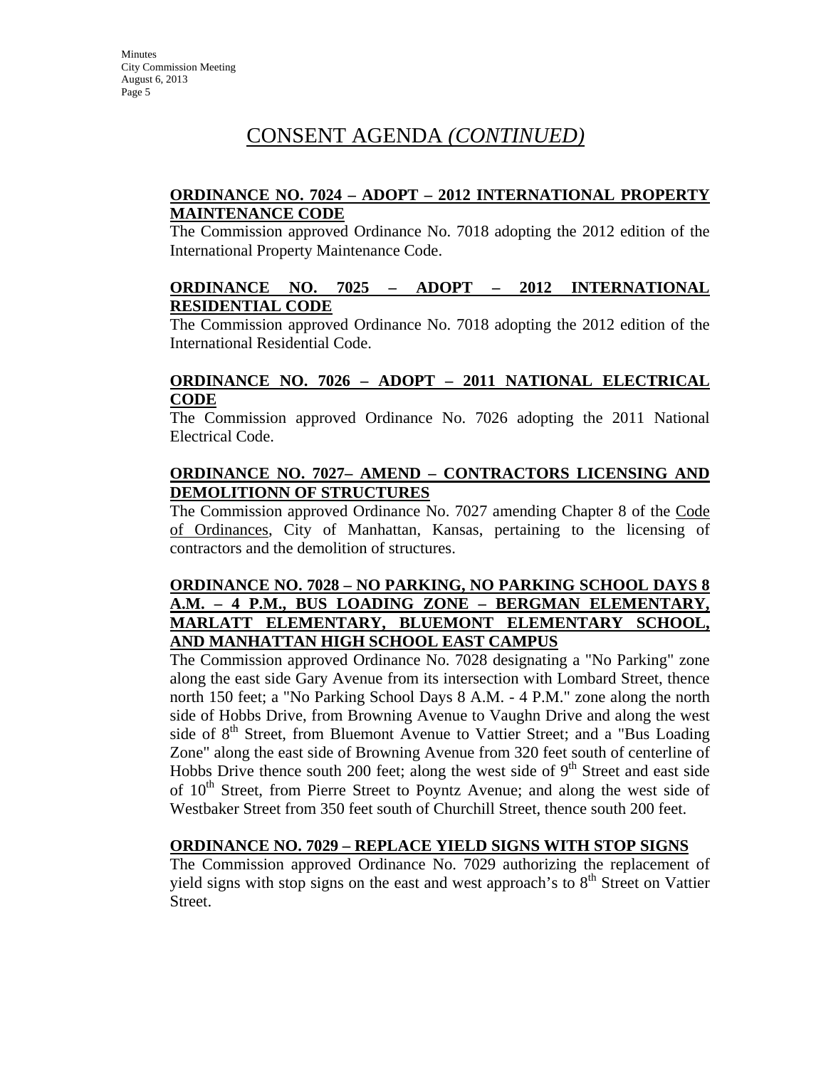# CONSENT AGENDA *(CONTINUED)*

**ORDINANCE NO. 7024 – ADOPT – 2012 INTERNATIONAL PROPERTY MAINTENANCE CODE**

The Commission approved Ordinance No. 7018 adopting the 2012 edition of the International Property Maintenance Code.

**ORDINANCE NO. 7025 – ADOPT – 2012 INTERNATIONAL RESIDENTIAL CODE**

The Commission approved Ordinance No. 7018 adopting the 2012 edition of the International Residential Code.

**ORDINANCE NO. 7026 – ADOPT – 2011 NATIONAL ELECTRICAL CODE**

The Commission approved Ordinance No. 7026 adopting the 2011 National Electrical Code.

**ORDINANCE NO. 7027– AMEND – CONTRACTORS LICENSING AND DEMOLITIONN OF STRUCTURES**

The Commission approved Ordinance No. 7027 amending Chapter 8 of the Code of Ordinances, City of Manhattan, Kansas, pertaining to the licensing of contractors and the demolition of structures.

**ORDINANCE NO. 7028 – NO PARKING, NO PARKING SCHOOL DAYS 8 A.M. – 4 P.M., BUS LOADING ZONE – BERGMAN ELEMENTARY, MARLATT ELEMENTARY, BLUEMONT ELEMENTARY SCHOOL, AND MANHATTAN HIGH SCHOOL EAST CAMPUS**

The Commission approved Ordinance No. 7028 designating a "No Parking" zone along the east side Gary Avenue from its intersection with Lombard Street, thence north 150 feet; a "No Parking School Days 8 A.M. - 4 P.M." zone along the north side of Hobbs Drive, from Browning Avenue to Vaughn Drive and along the west side of 8th Street, from Bluemont Avenue to Vattier Street; and a "Bus Loading Zone" along the east side of Browning Avenue from 320 feet south of centerline of Hobbs Drive thence south 200 feet; along the west side of 9th Street and east side of 10th Street, from Pierre Street to Poyntz Avenue; and along the west side of Westbaker Street from 350 feet south of Churchill Street, thence south 200 feet.

**ORDINANCE NO. 7029 – REPLACE YIELD SIGNS WITH STOP SIGNS**

The Commission approved Ordinance No. 7029 authorizing the replacement of yield signs with stop signs on the east and west approach's to 8th Street on Vattier Street.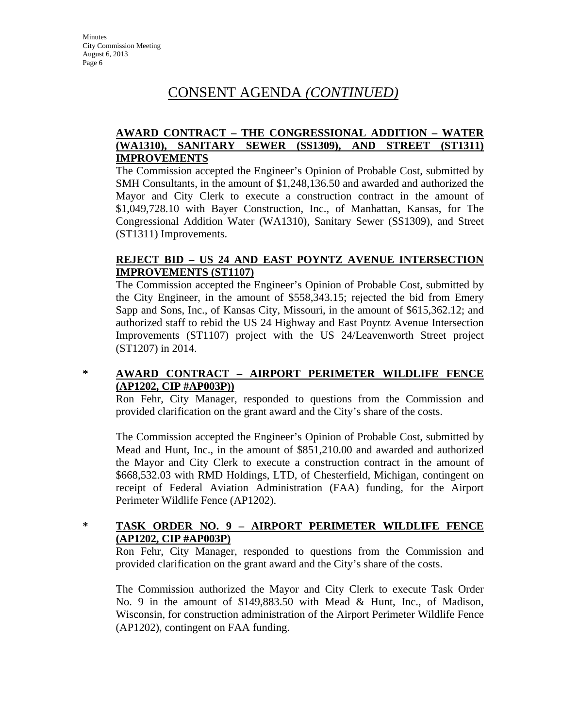# CONSENT AGENDA *(CONTINUED)*

**AWARD CONTRACT – THE CONGRESSIONAL ADDITION – WATER (WA1310), SANITARY SEWER (SS1309), AND STREET (ST1311) IMPROVEMENTS**

The Commission accepted the Engineer's Opinion of Probable Cost, submitted by SMH Consultants, in the amount of $1,248,136.50 and awarded and authorized the Mayor and City Clerk to execute a construction contract in the amount of $1,049,728.10 with Bayer Construction, Inc., of Manhattan, Kansas, for The Congressional Addition Water (WA1310), Sanitary Sewer (SS1309), and Street (ST1311) Improvements.

**REJECT BID – US 24 AND EAST POYNTZ AVENUE INTERSECTION IMPROVEMENTS (ST1107)**

The Commission accepted the Engineer's Opinion of Probable Cost, submitted by the City Engineer, in the amount of $558,343.15; rejected the bid from Emery Sapp and Sons, Inc., of Kansas City, Missouri, in the amount of $615,362.12; and authorized staff to rebid the US 24 Highway and East Poyntz Avenue Intersection Improvements (ST1107) project with the US 24/Leavenworth Street project (ST1207) in 2014.

\* **AWARD CONTRACT – AIRPORT PERIMETER WILDLIFE FENCE (AP1202, CIP #AP003P))**

Ron Fehr, City Manager, responded to questions from the Commission and provided clarification on the grant award and the City's share of the costs.

The Commission accepted the Engineer's Opinion of Probable Cost, submitted by Mead and Hunt, Inc., in the amount of $851,210.00 and awarded and authorized the Mayor and City Clerk to execute a construction contract in the amount of $668,532.03 with RMD Holdings, LTD, of Chesterfield, Michigan, contingent on receipt of Federal Aviation Administration (FAA) funding, for the Airport Perimeter Wildlife Fence (AP1202).

\* **TASK ORDER NO. 9 – AIRPORT PERIMETER WILDLIFE FENCE (AP1202, CIP #AP003P)**

Ron Fehr, City Manager, responded to questions from the Commission and provided clarification on the grant award and the City's share of the costs.

The Commission authorized the Mayor and City Clerk to execute Task Order No. 9 in the amount of $149,883.50 with Mead & Hunt, Inc., of Madison, Wisconsin, for construction administration of the Airport Perimeter Wildlife Fence (AP1202), contingent on FAA funding.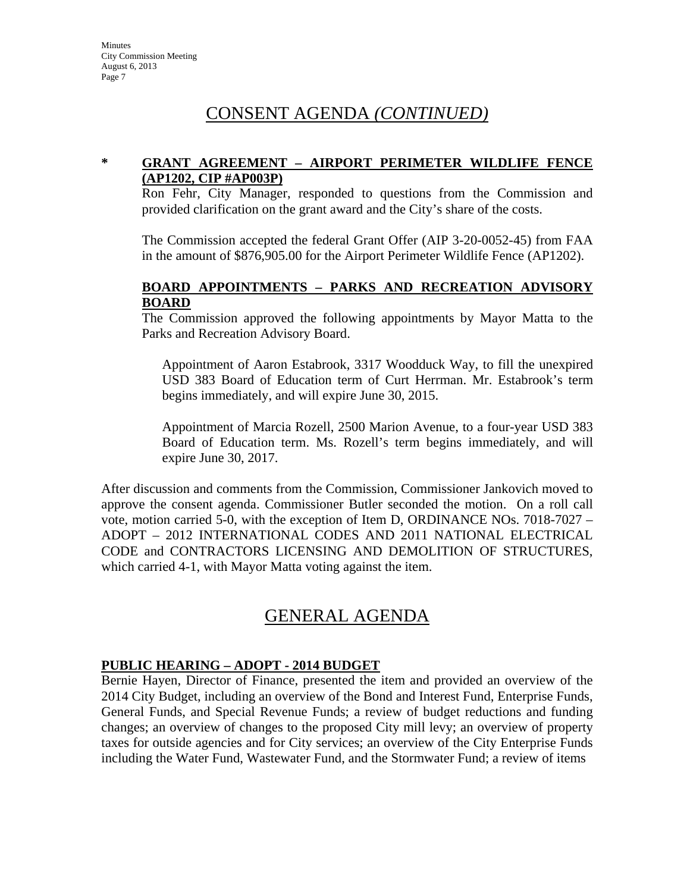# CONSENT AGENDA *(CONTINUED)*

**\* GRANT AGREEMENT – AIRPORT PERIMETER WILDLIFE FENCE (AP1202, CIP #AP003P)**

Ron Fehr, City Manager, responded to questions from the Commission and provided clarification on the grant award and the City's share of the costs.

The Commission accepted the federal Grant Offer (AIP 3-20-0052-45) from FAA in the amount of $876,905.00 for the Airport Perimeter Wildlife Fence (AP1202).

**BOARD APPOINTMENTS – PARKS AND RECREATION ADVISORY BOARD**

The Commission approved the following appointments by Mayor Matta to the Parks and Recreation Advisory Board.

Appointment of Aaron Estabrook, 3317 Woodduck Way, to fill the unexpired USD 383 Board of Education term of Curt Herrman. Mr. Estabrook's term begins immediately, and will expire June 30, 2015.

Appointment of Marcia Rozell, 2500 Marion Avenue, to a four-year USD 383 Board of Education term. Ms. Rozell's term begins immediately, and will expire June 30, 2017.

After discussion and comments from the Commission, Commissioner Jankovich moved to approve the consent agenda. Commissioner Butler seconded the motion. On a roll call vote, motion carried 5-0, with the exception of Item D, ORDINANCE NOs. 7018-7027 – ADOPT – 2012 INTERNATIONAL CODES AND 2011 NATIONAL ELECTRICAL CODE and CONTRACTORS LICENSING AND DEMOLITION OF STRUCTURES, which carried 4-1, with Mayor Matta voting against the item.

# GENERAL AGENDA

**PUBLIC HEARING – ADOPT - 2014 BUDGET**

Bernie Hayen, Director of Finance, presented the item and provided an overview of the 2014 City Budget, including an overview of the Bond and Interest Fund, Enterprise Funds, General Funds, and Special Revenue Funds; a review of budget reductions and funding changes; an overview of changes to the proposed City mill levy; an overview of property taxes for outside agencies and for City services; an overview of the City Enterprise Funds including the Water Fund, Wastewater Fund, and the Stormwater Fund; a review of items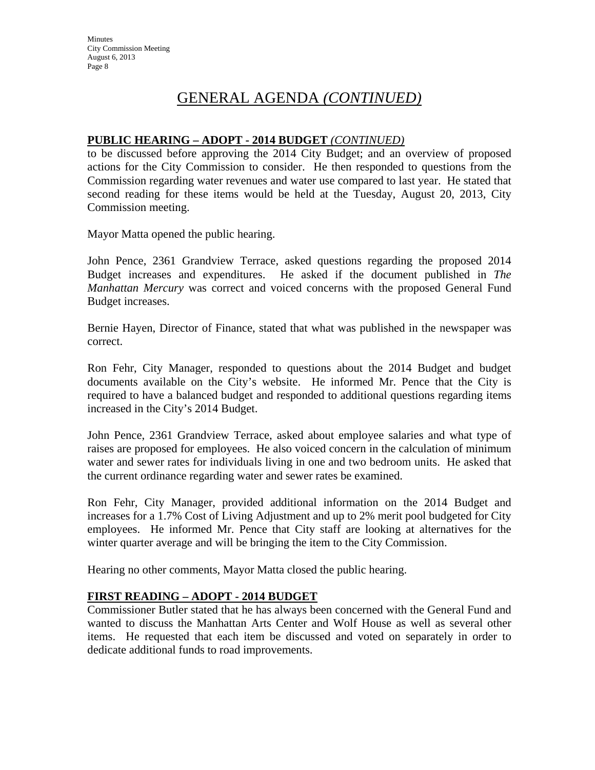# GENERAL AGENDA *(CONTINUED)*

**PUBLIC HEARING – ADOPT - 2014 BUDGET** *(CONTINUED)*

to be discussed before approving the 2014 City Budget; and an overview of proposed actions for the City Commission to consider. He then responded to questions from the Commission regarding water revenues and water use compared to last year. He stated that second reading for these items would be held at the Tuesday, August 20, 2013, City Commission meeting.

Mayor Matta opened the public hearing.

John Pence, 2361 Grandview Terrace, asked questions regarding the proposed 2014 Budget increases and expenditures. He asked if the document published in *The Manhattan Mercury* was correct and voiced concerns with the proposed General Fund Budget increases.

Bernie Hayen, Director of Finance, stated that what was published in the newspaper was correct.

Ron Fehr, City Manager, responded to questions about the 2014 Budget and budget documents available on the City's website. He informed Mr. Pence that the City is required to have a balanced budget and responded to additional questions regarding items increased in the City's 2014 Budget.

John Pence, 2361 Grandview Terrace, asked about employee salaries and what type of raises are proposed for employees. He also voiced concern in the calculation of minimum water and sewer rates for individuals living in one and two bedroom units. He asked that the current ordinance regarding water and sewer rates be examined.

Ron Fehr, City Manager, provided additional information on the 2014 Budget and increases for a 1.7% Cost of Living Adjustment and up to 2% merit pool budgeted for City employees. He informed Mr. Pence that City staff are looking at alternatives for the winter quarter average and will be bringing the item to the City Commission.

Hearing no other comments, Mayor Matta closed the public hearing.

**FIRST READING – ADOPT - 2014 BUDGET**

Commissioner Butler stated that he has always been concerned with the General Fund and wanted to discuss the Manhattan Arts Center and Wolf House as well as several other items. He requested that each item be discussed and voted on separately in order to dedicate additional funds to road improvements.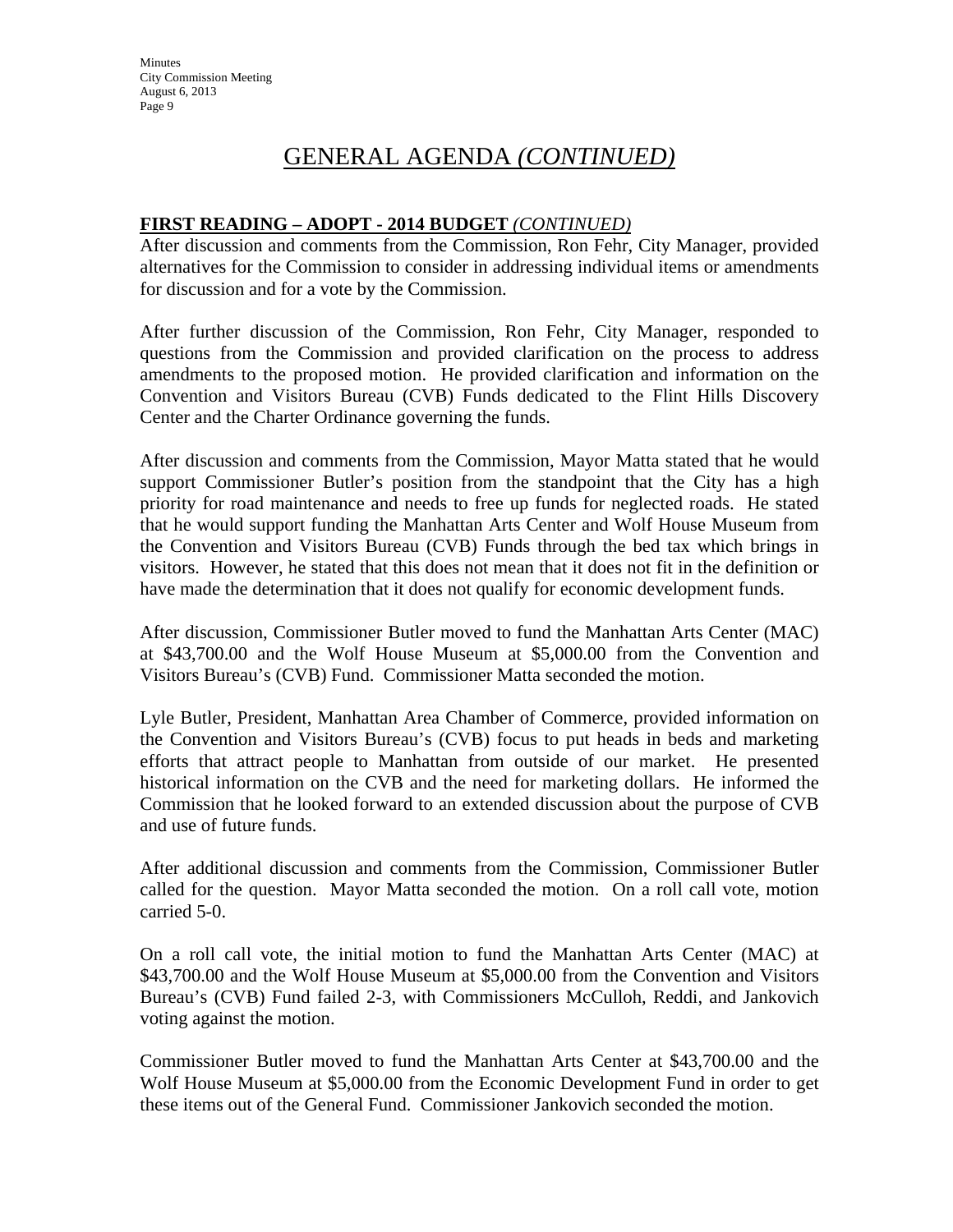# GENERAL AGENDA *(CONTINUED)*

**FIRST READING – ADOPT - 2014 BUDGET** *(CONTINUED)*

After discussion and comments from the Commission, Ron Fehr, City Manager, provided alternatives for the Commission to consider in addressing individual items or amendments for discussion and for a vote by the Commission.

After further discussion of the Commission, Ron Fehr, City Manager, responded to questions from the Commission and provided clarification on the process to address amendments to the proposed motion. He provided clarification and information on the Convention and Visitors Bureau (CVB) Funds dedicated to the Flint Hills Discovery Center and the Charter Ordinance governing the funds.

After discussion and comments from the Commission, Mayor Matta stated that he would support Commissioner Butler's position from the standpoint that the City has a high priority for road maintenance and needs to free up funds for neglected roads. He stated that he would support funding the Manhattan Arts Center and Wolf House Museum from the Convention and Visitors Bureau (CVB) Funds through the bed tax which brings in visitors. However, he stated that this does not mean that it does not fit in the definition or have made the determination that it does not qualify for economic development funds.

After discussion, Commissioner Butler moved to fund the Manhattan Arts Center (MAC) at $43,700.00 and the Wolf House Museum at $5,000.00 from the Convention and Visitors Bureau's (CVB) Fund. Commissioner Matta seconded the motion.

Lyle Butler, President, Manhattan Area Chamber of Commerce, provided information on the Convention and Visitors Bureau's (CVB) focus to put heads in beds and marketing efforts that attract people to Manhattan from outside of our market. He presented historical information on the CVB and the need for marketing dollars. He informed the Commission that he looked forward to an extended discussion about the purpose of CVB and use of future funds.

After additional discussion and comments from the Commission, Commissioner Butler called for the question. Mayor Matta seconded the motion. On a roll call vote, motion carried 5-0.

On a roll call vote, the initial motion to fund the Manhattan Arts Center (MAC) at $43,700.00 and the Wolf House Museum at $5,000.00 from the Convention and Visitors Bureau's (CVB) Fund failed 2-3, with Commissioners McCulloh, Reddi, and Jankovich voting against the motion.

Commissioner Butler moved to fund the Manhattan Arts Center at $43,700.00 and the Wolf House Museum at $5,000.00 from the Economic Development Fund in order to get these items out of the General Fund. Commissioner Jankovich seconded the motion.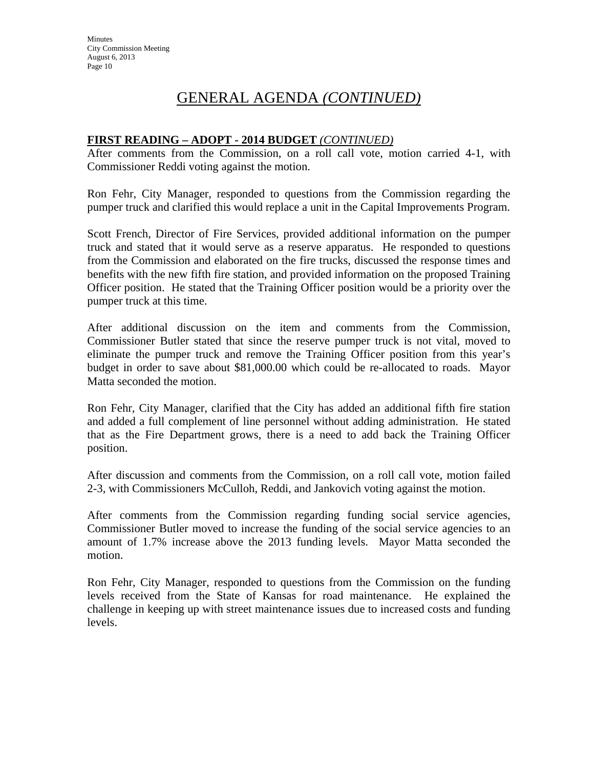# GENERAL AGENDA *(CONTINUED)*

**FIRST READING – ADOPT - 2014 BUDGET** *(CONTINUED)*

After comments from the Commission, on a roll call vote, motion carried 4-1, with Commissioner Reddi voting against the motion.

Ron Fehr, City Manager, responded to questions from the Commission regarding the pumper truck and clarified this would replace a unit in the Capital Improvements Program.

Scott French, Director of Fire Services, provided additional information on the pumper truck and stated that it would serve as a reserve apparatus. He responded to questions from the Commission and elaborated on the fire trucks, discussed the response times and benefits with the new fifth fire station, and provided information on the proposed Training Officer position. He stated that the Training Officer position would be a priority over the pumper truck at this time.

After additional discussion on the item and comments from the Commission, Commissioner Butler stated that since the reserve pumper truck is not vital, moved to eliminate the pumper truck and remove the Training Officer position from this year's budget in order to save about $81,000.00 which could be re-allocated to roads. Mayor Matta seconded the motion.

Ron Fehr, City Manager, clarified that the City has added an additional fifth fire station and added a full complement of line personnel without adding administration. He stated that as the Fire Department grows, there is a need to add back the Training Officer position.

After discussion and comments from the Commission, on a roll call vote, motion failed 2-3, with Commissioners McCulloh, Reddi, and Jankovich voting against the motion.

After comments from the Commission regarding funding social service agencies, Commissioner Butler moved to increase the funding of the social service agencies to an amount of 1.7% increase above the 2013 funding levels. Mayor Matta seconded the motion.

Ron Fehr, City Manager, responded to questions from the Commission on the funding levels received from the State of Kansas for road maintenance. He explained the challenge in keeping up with street maintenance issues due to increased costs and funding levels.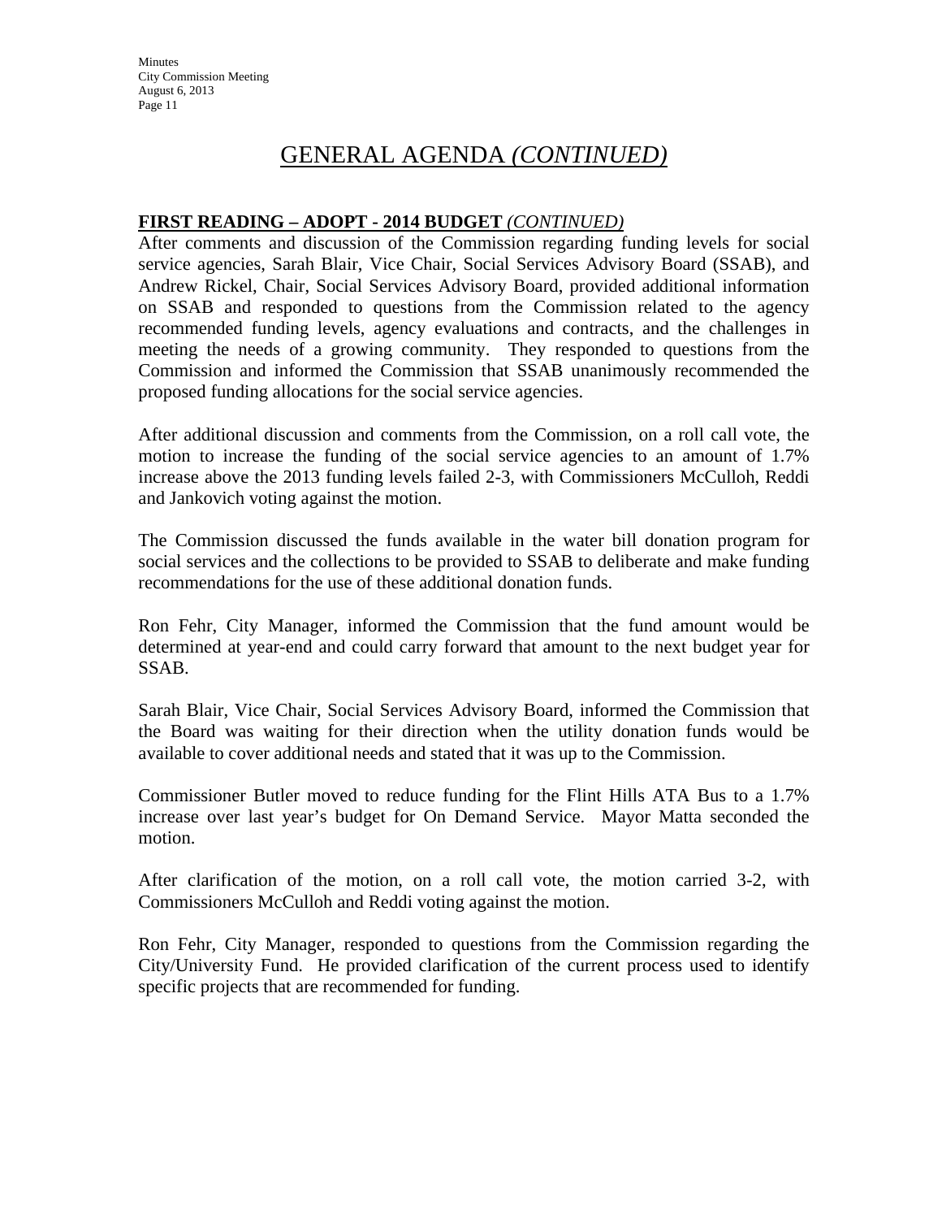# GENERAL AGENDA *(CONTINUED)*

**FIRST READING – ADOPT - 2014 BUDGET** *(CONTINUED)*

After comments and discussion of the Commission regarding funding levels for social service agencies, Sarah Blair, Vice Chair, Social Services Advisory Board (SSAB), and Andrew Rickel, Chair, Social Services Advisory Board, provided additional information on SSAB and responded to questions from the Commission related to the agency recommended funding levels, agency evaluations and contracts, and the challenges in meeting the needs of a growing community. They responded to questions from the Commission and informed the Commission that SSAB unanimously recommended the proposed funding allocations for the social service agencies.

After additional discussion and comments from the Commission, on a roll call vote, the motion to increase the funding of the social service agencies to an amount of 1.7% increase above the 2013 funding levels failed 2-3, with Commissioners McCulloh, Reddi and Jankovich voting against the motion.

The Commission discussed the funds available in the water bill donation program for social services and the collections to be provided to SSAB to deliberate and make funding recommendations for the use of these additional donation funds.

Ron Fehr, City Manager, informed the Commission that the fund amount would be determined at year-end and could carry forward that amount to the next budget year for SSAB.

Sarah Blair, Vice Chair, Social Services Advisory Board, informed the Commission that the Board was waiting for their direction when the utility donation funds would be available to cover additional needs and stated that it was up to the Commission.

Commissioner Butler moved to reduce funding for the Flint Hills ATA Bus to a 1.7% increase over last year's budget for On Demand Service. Mayor Matta seconded the motion.

After clarification of the motion, on a roll call vote, the motion carried 3-2, with Commissioners McCulloh and Reddi voting against the motion.

Ron Fehr, City Manager, responded to questions from the Commission regarding the City/University Fund. He provided clarification of the current process used to identify specific projects that are recommended for funding.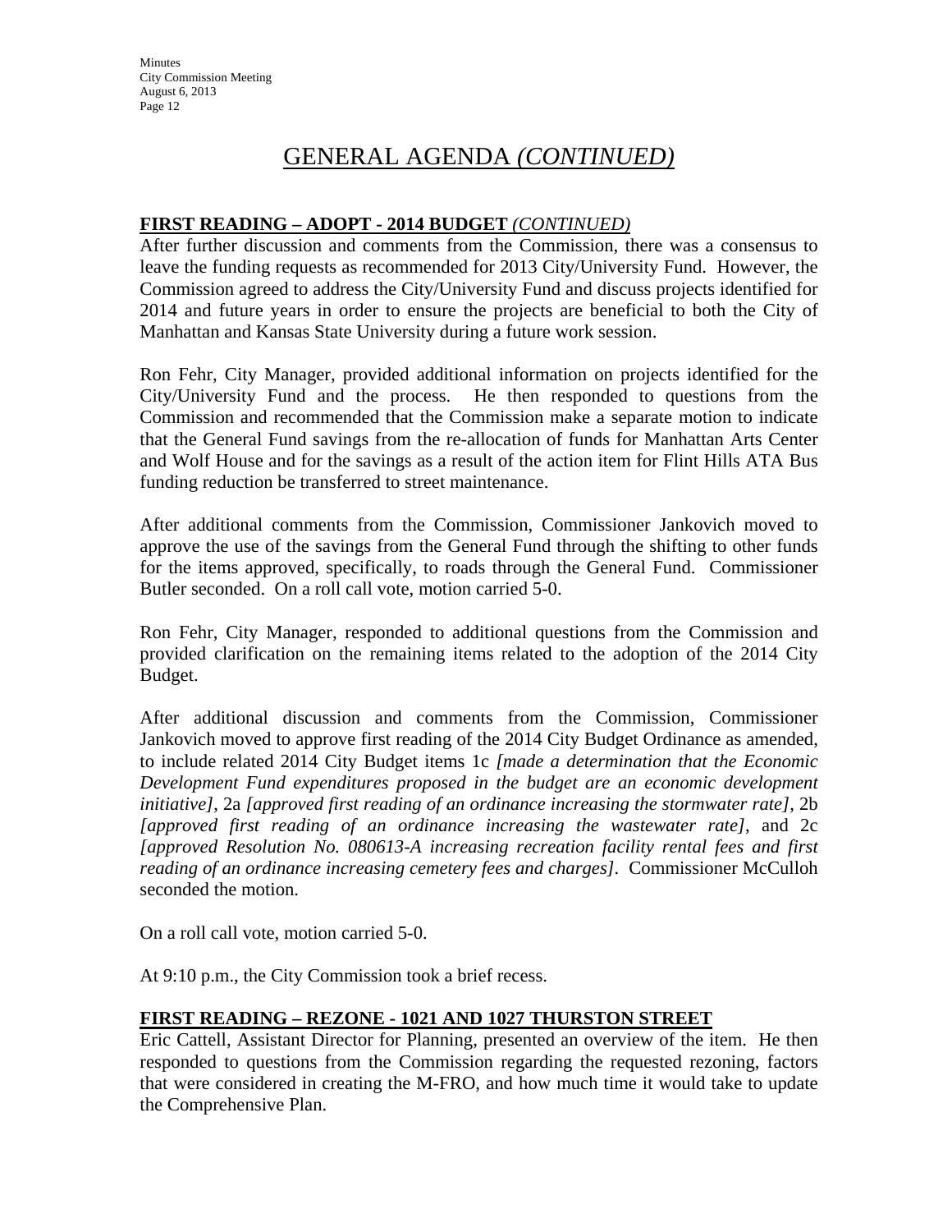## GENERAL AGENDA *(CONTINUED)*

**FIRST READING – ADOPT - 2014 BUDGET** ***(CONTINUED)***

After further discussion and comments from the Commission, there was a consensus to leave the funding requests as recommended for 2013 City/University Fund. However, the Commission agreed to address the City/University Fund and discuss projects identified for 2014 and future years in order to ensure the projects are beneficial to both the City of Manhattan and Kansas State University during a future work session.

Ron Fehr, City Manager, provided additional information on projects identified for the City/University Fund and the process. He then responded to questions from the Commission and recommended that the Commission make a separate motion to indicate that the General Fund savings from the re-allocation of funds for Manhattan Arts Center and Wolf House and for the savings as a result of the action item for Flint Hills ATA Bus funding reduction be transferred to street maintenance.

After additional comments from the Commission, Commissioner Jankovich moved to approve the use of the savings from the General Fund through the shifting to other funds for the items approved, specifically, to roads through the General Fund. Commissioner Butler seconded. On a roll call vote, motion carried 5-0.

Ron Fehr, City Manager, responded to additional questions from the Commission and provided clarification on the remaining items related to the adoption of the 2014 City Budget.

After additional discussion and comments from the Commission, Commissioner Jankovich moved to approve first reading of the 2014 City Budget Ordinance as amended, to include related 2014 City Budget items 1c *[made a determination that the Economic Development Fund expenditures proposed in the budget are an economic development initiative]*, 2a *[approved first reading of an ordinance increasing the stormwater rate]*, 2b *[approved first reading of an ordinance increasing the wastewater rate]*, and 2c *[approved Resolution No. 080613-A increasing recreation facility rental fees and first reading of an ordinance increasing cemetery fees and charges]*. Commissioner McCulloh seconded the motion.

On a roll call vote, motion carried 5-0.

At 9:10 p.m., the City Commission took a brief recess.

**FIRST READING – REZONE - 1021 AND 1027 THURSTON STREET**

Eric Cattell, Assistant Director for Planning, presented an overview of the item. He then responded to questions from the Commission regarding the requested rezoning, factors that were considered in creating the M-FRO, and how much time it would take to update the Comprehensive Plan.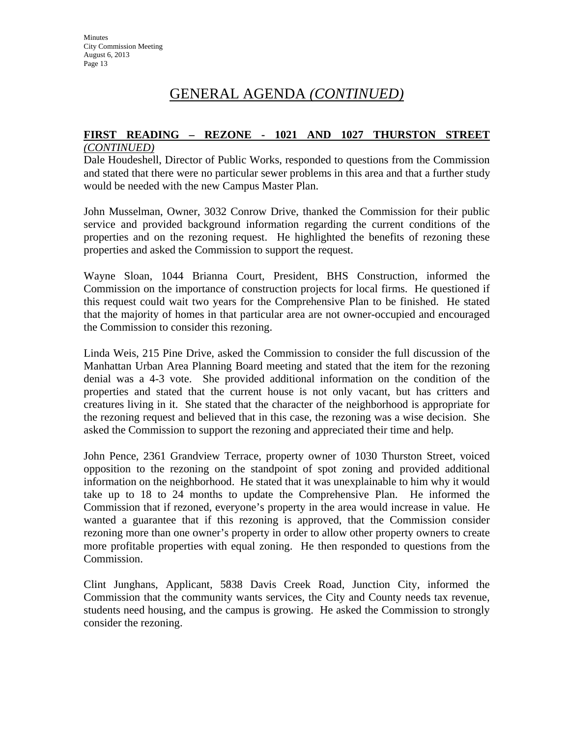# GENERAL AGENDA *(CONTINUED)*

**FIRST READING – REZONE - 1021 AND 1027 THURSTON STREET** ***(CONTINUED)***

Dale Houdeshell, Director of Public Works, responded to questions from the Commission and stated that there were no particular sewer problems in this area and that a further study would be needed with the new Campus Master Plan.

John Musselman, Owner, 3032 Conrow Drive, thanked the Commission for their public service and provided background information regarding the current conditions of the properties and on the rezoning request. He highlighted the benefits of rezoning these properties and asked the Commission to support the request.

Wayne Sloan, 1044 Brianna Court, President, BHS Construction, informed the Commission on the importance of construction projects for local firms. He questioned if this request could wait two years for the Comprehensive Plan to be finished. He stated that the majority of homes in that particular area are not owner-occupied and encouraged the Commission to consider this rezoning.

Linda Weis, 215 Pine Drive, asked the Commission to consider the full discussion of the Manhattan Urban Area Planning Board meeting and stated that the item for the rezoning denial was a 4-3 vote. She provided additional information on the condition of the properties and stated that the current house is not only vacant, but has critters and creatures living in it. She stated that the character of the neighborhood is appropriate for the rezoning request and believed that in this case, the rezoning was a wise decision. She asked the Commission to support the rezoning and appreciated their time and help.

John Pence, 2361 Grandview Terrace, property owner of 1030 Thurston Street, voiced opposition to the rezoning on the standpoint of spot zoning and provided additional information on the neighborhood. He stated that it was unexplainable to him why it would take up to 18 to 24 months to update the Comprehensive Plan. He informed the Commission that if rezoned, everyone's property in the area would increase in value. He wanted a guarantee that if this rezoning is approved, that the Commission consider rezoning more than one owner's property in order to allow other property owners to create more profitable properties with equal zoning. He then responded to questions from the Commission.

Clint Junghans, Applicant, 5838 Davis Creek Road, Junction City, informed the Commission that the community wants services, the City and County needs tax revenue, students need housing, and the campus is growing. He asked the Commission to strongly consider the rezoning.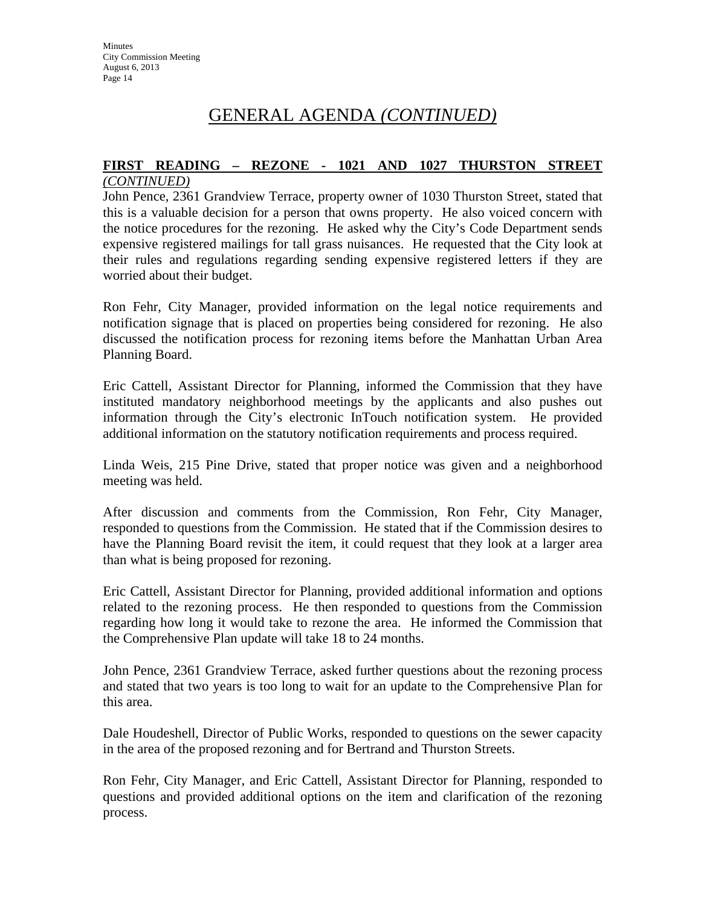# GENERAL AGENDA *(CONTINUED)*

**FIRST READING – REZONE - 1021 AND 1027 THURSTON STREET** *(CONTINUED)*

John Pence, 2361 Grandview Terrace, property owner of 1030 Thurston Street, stated that this is a valuable decision for a person that owns property. He also voiced concern with the notice procedures for the rezoning. He asked why the City's Code Department sends expensive registered mailings for tall grass nuisances. He requested that the City look at their rules and regulations regarding sending expensive registered letters if they are worried about their budget.

Ron Fehr, City Manager, provided information on the legal notice requirements and notification signage that is placed on properties being considered for rezoning. He also discussed the notification process for rezoning items before the Manhattan Urban Area Planning Board.

Eric Cattell, Assistant Director for Planning, informed the Commission that they have instituted mandatory neighborhood meetings by the applicants and also pushes out information through the City's electronic InTouch notification system. He provided additional information on the statutory notification requirements and process required.

Linda Weis, 215 Pine Drive, stated that proper notice was given and a neighborhood meeting was held.

After discussion and comments from the Commission, Ron Fehr, City Manager, responded to questions from the Commission. He stated that if the Commission desires to have the Planning Board revisit the item, it could request that they look at a larger area than what is being proposed for rezoning.

Eric Cattell, Assistant Director for Planning, provided additional information and options related to the rezoning process. He then responded to questions from the Commission regarding how long it would take to rezone the area. He informed the Commission that the Comprehensive Plan update will take 18 to 24 months.

John Pence, 2361 Grandview Terrace, asked further questions about the rezoning process and stated that two years is too long to wait for an update to the Comprehensive Plan for this area.

Dale Houdeshell, Director of Public Works, responded to questions on the sewer capacity in the area of the proposed rezoning and for Bertrand and Thurston Streets.

Ron Fehr, City Manager, and Eric Cattell, Assistant Director for Planning, responded to questions and provided additional options on the item and clarification of the rezoning process.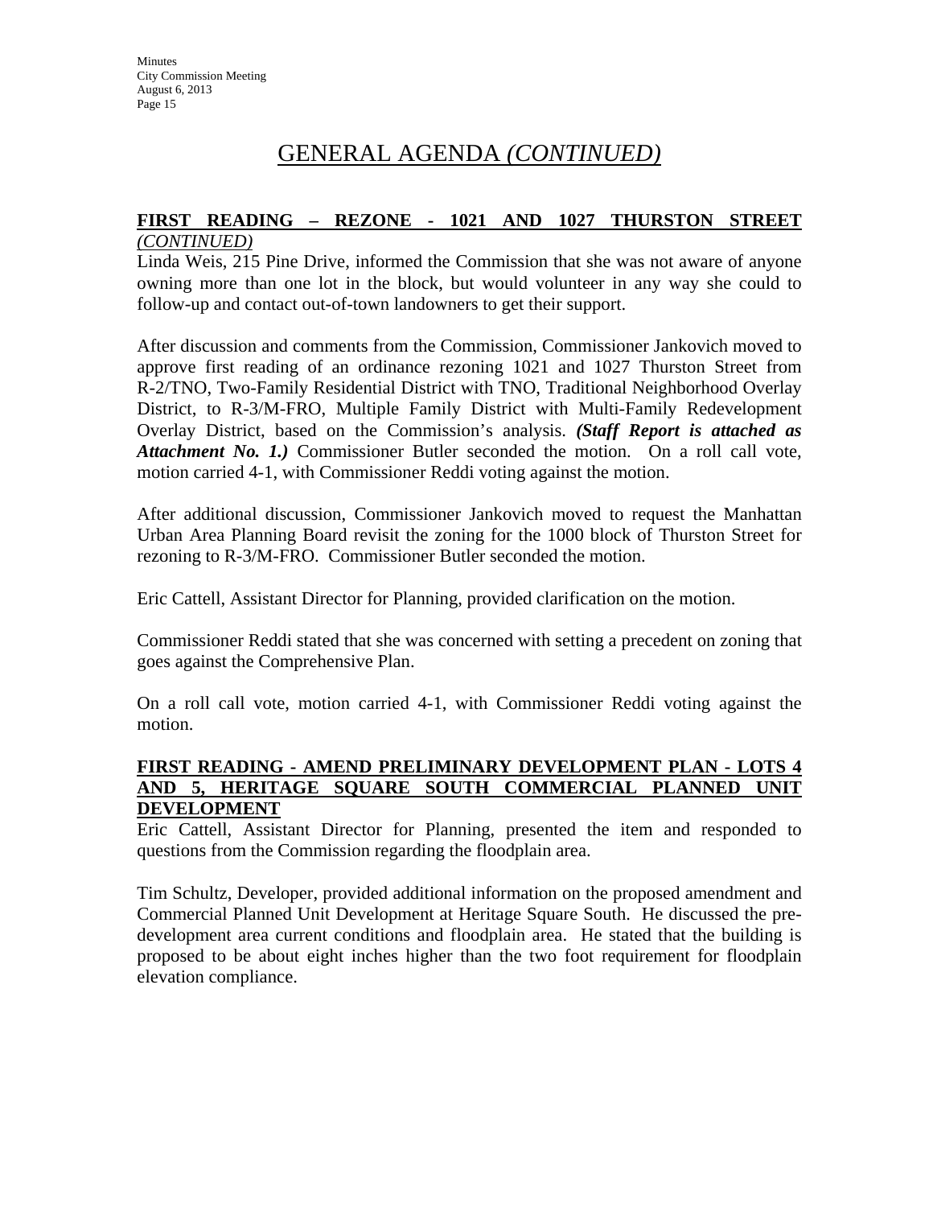# GENERAL AGENDA *(CONTINUED)*

**FIRST READING – REZONE - 1021 AND 1027 THURSTON STREET** ***(CONTINUED)***

Linda Weis, 215 Pine Drive, informed the Commission that she was not aware of anyone owning more than one lot in the block, but would volunteer in any way she could to follow-up and contact out-of-town landowners to get their support.

After discussion and comments from the Commission, Commissioner Jankovich moved to approve first reading of an ordinance rezoning 1021 and 1027 Thurston Street from R-2/TNO, Two-Family Residential District with TNO, Traditional Neighborhood Overlay District, to R-3/M-FRO, Multiple Family District with Multi-Family Redevelopment Overlay District, based on the Commission's analysis. ***(Staff Report is attached as Attachment No. 1.)*** Commissioner Butler seconded the motion. On a roll call vote, motion carried 4-1, with Commissioner Reddi voting against the motion.

After additional discussion, Commissioner Jankovich moved to request the Manhattan Urban Area Planning Board revisit the zoning for the 1000 block of Thurston Street for rezoning to R-3/M-FRO. Commissioner Butler seconded the motion.

Eric Cattell, Assistant Director for Planning, provided clarification on the motion.

Commissioner Reddi stated that she was concerned with setting a precedent on zoning that goes against the Comprehensive Plan.

On a roll call vote, motion carried 4-1, with Commissioner Reddi voting against the motion.

**FIRST READING - AMEND PRELIMINARY DEVELOPMENT PLAN - LOTS 4 AND 5, HERITAGE SQUARE SOUTH COMMERCIAL PLANNED UNIT DEVELOPMENT**

Eric Cattell, Assistant Director for Planning, presented the item and responded to questions from the Commission regarding the floodplain area.

Tim Schultz, Developer, provided additional information on the proposed amendment and Commercial Planned Unit Development at Heritage Square South. He discussed the pre-development area current conditions and floodplain area. He stated that the building is proposed to be about eight inches higher than the two foot requirement for floodplain elevation compliance.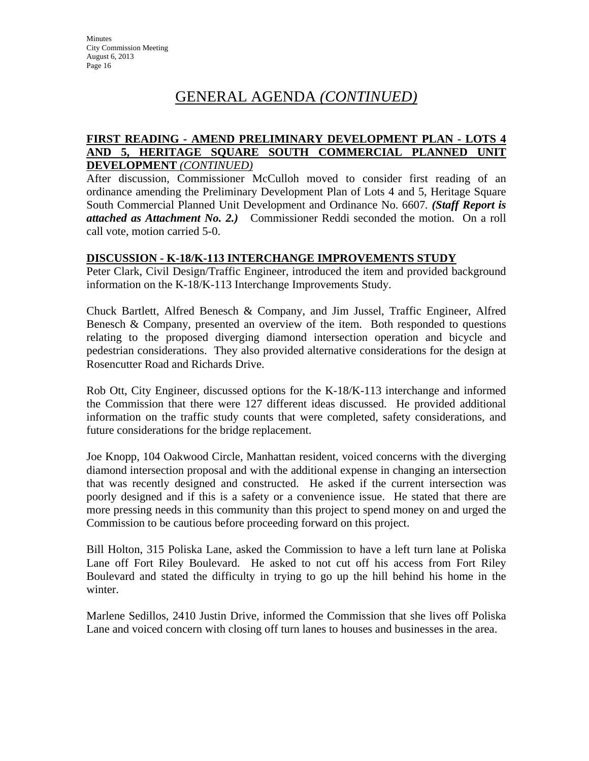# GENERAL AGENDA *(CONTINUED)*

**FIRST READING - AMEND PRELIMINARY DEVELOPMENT PLAN - LOTS 4 AND 5, HERITAGE SQUARE SOUTH COMMERCIAL PLANNED UNIT DEVELOPMENT** *(CONTINUED)*

After discussion, Commissioner McCulloh moved to consider first reading of an ordinance amending the Preliminary Development Plan of Lots 4 and 5, Heritage Square South Commercial Planned Unit Development and Ordinance No. 6607. ***(Staff Report is attached as Attachment No. 2.)*** Commissioner Reddi seconded the motion. On a roll call vote, motion carried 5-0.

**DISCUSSION - K-18/K-113 INTERCHANGE IMPROVEMENTS STUDY**

Peter Clark, Civil Design/Traffic Engineer, introduced the item and provided background information on the K-18/K-113 Interchange Improvements Study.

Chuck Bartlett, Alfred Benesch & Company, and Jim Jussel, Traffic Engineer, Alfred Benesch & Company, presented an overview of the item. Both responded to questions relating to the proposed diverging diamond intersection operation and bicycle and pedestrian considerations. They also provided alternative considerations for the design at Rosencutter Road and Richards Drive.

Rob Ott, City Engineer, discussed options for the K-18/K-113 interchange and informed the Commission that there were 127 different ideas discussed. He provided additional information on the traffic study counts that were completed, safety considerations, and future considerations for the bridge replacement.

Joe Knopp, 104 Oakwood Circle, Manhattan resident, voiced concerns with the diverging diamond intersection proposal and with the additional expense in changing an intersection that was recently designed and constructed. He asked if the current intersection was poorly designed and if this is a safety or a convenience issue. He stated that there are more pressing needs in this community than this project to spend money on and urged the Commission to be cautious before proceeding forward on this project.

Bill Holton, 315 Poliska Lane, asked the Commission to have a left turn lane at Poliska Lane off Fort Riley Boulevard. He asked to not cut off his access from Fort Riley Boulevard and stated the difficulty in trying to go up the hill behind his home in the winter.

Marlene Sedillos, 2410 Justin Drive, informed the Commission that she lives off Poliska Lane and voiced concern with closing off turn lanes to houses and businesses in the area.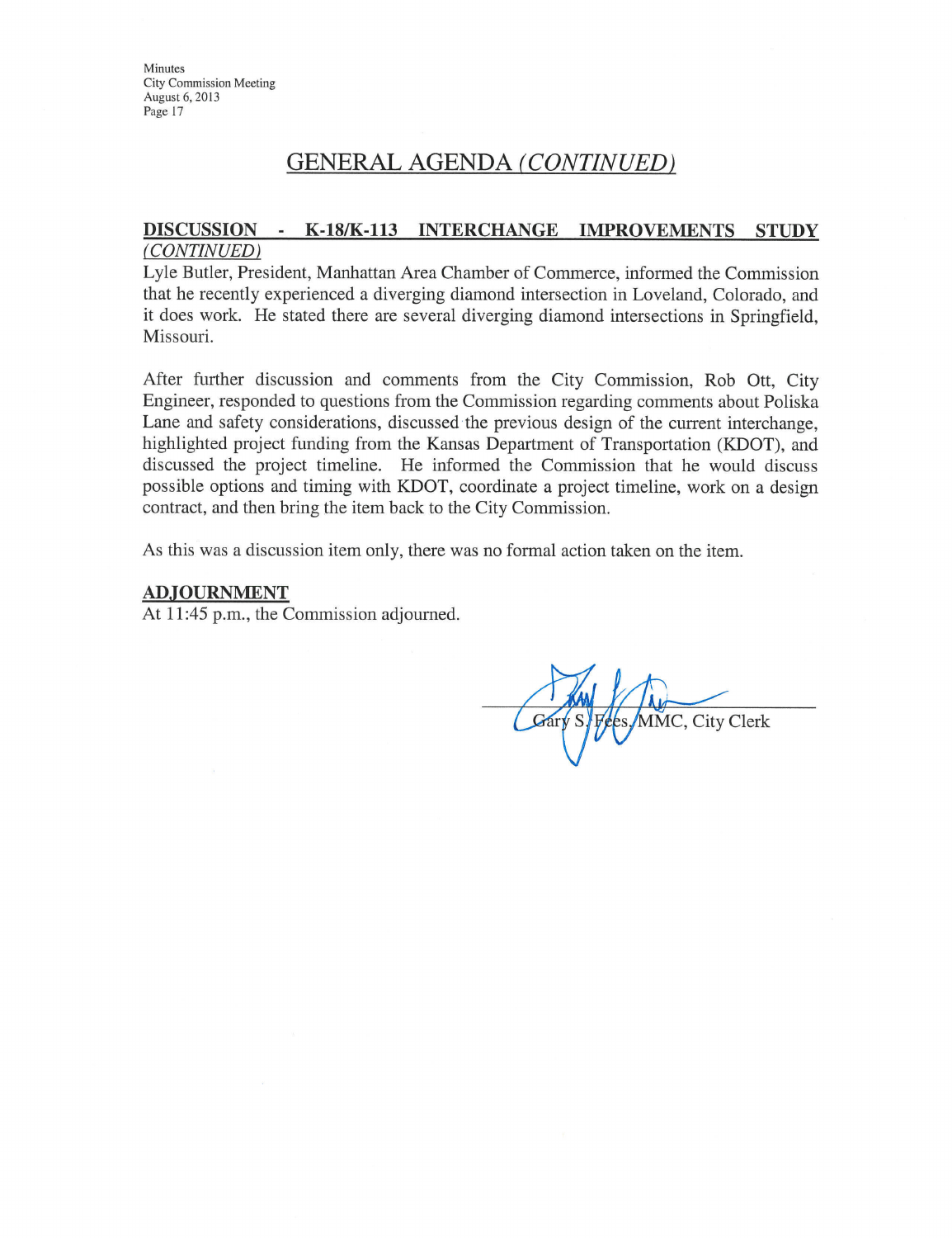## GENERAL AGENDA *(CONTINUED)*

**DISCUSSION - K-18/K-113 INTERCHANGE IMPROVEMENTS STUDY** ***(CONTINUED)***

Lyle Butler, President, Manhattan Area Chamber of Commerce, informed the Commission that he recently experienced a diverging diamond intersection in Loveland, Colorado, and it does work. He stated there are several diverging diamond intersections in Springfield, Missouri.

After further discussion and comments from the City Commission, Rob Ott, City Engineer, responded to questions from the Commission regarding comments about Poliska Lane and safety considerations, discussed the previous design of the current interchange, highlighted project funding from the Kansas Department of Transportation (KDOT), and discussed the project timeline. He informed the Commission that he would discuss possible options and timing with KDOT, coordinate a project timeline, work on a design contract, and then bring the item back to the City Commission.

As this was a discussion item only, there was no formal action taken on the item.

**ADJOURNMENT**

At 11:45 p.m., the Commission adjourned.

Gary S. Fees, MMC, City Clerk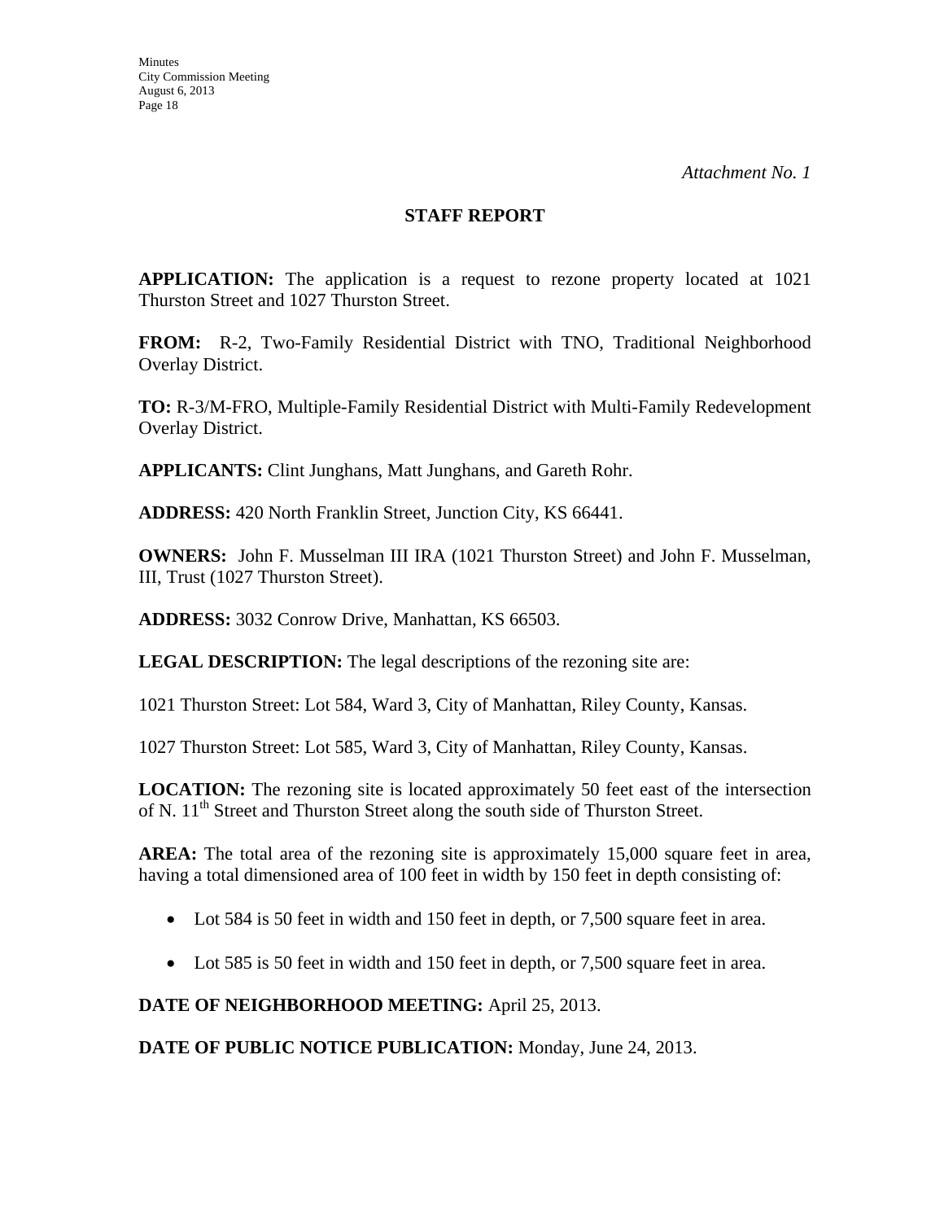*Attachment No. 1*

## STAFF REPORT

**APPLICATION:** The application is a request to rezone property located at 1021 Thurston Street and 1027 Thurston Street.

**FROM:** R-2, Two-Family Residential District with TNO, Traditional Neighborhood Overlay District.

**TO:** R-3/M-FRO, Multiple-Family Residential District with Multi-Family Redevelopment Overlay District.

**APPLICANTS:** Clint Junghans, Matt Junghans, and Gareth Rohr.

**ADDRESS:** 420 North Franklin Street, Junction City, KS 66441.

**OWNERS:** John F. Musselman III IRA (1021 Thurston Street) and John F. Musselman, III, Trust (1027 Thurston Street).

**ADDRESS:** 3032 Conrow Drive, Manhattan, KS 66503.

**LEGAL DESCRIPTION:** The legal descriptions of the rezoning site are:

1021 Thurston Street: Lot 584, Ward 3, City of Manhattan, Riley County, Kansas.

1027 Thurston Street: Lot 585, Ward 3, City of Manhattan, Riley County, Kansas.

**LOCATION:** The rezoning site is located approximately 50 feet east of the intersection of N. 11th Street and Thurston Street along the south side of Thurston Street.

**AREA:** The total area of the rezoning site is approximately 15,000 square feet in area, having a total dimensioned area of 100 feet in width by 150 feet in depth consisting of:

- Lot 584 is 50 feet in width and 150 feet in depth, or 7,500 square feet in area.
- Lot 585 is 50 feet in width and 150 feet in depth, or 7,500 square feet in area.

**DATE OF NEIGHBORHOOD MEETING:** April 25, 2013.

**DATE OF PUBLIC NOTICE PUBLICATION:** Monday, June 24, 2013.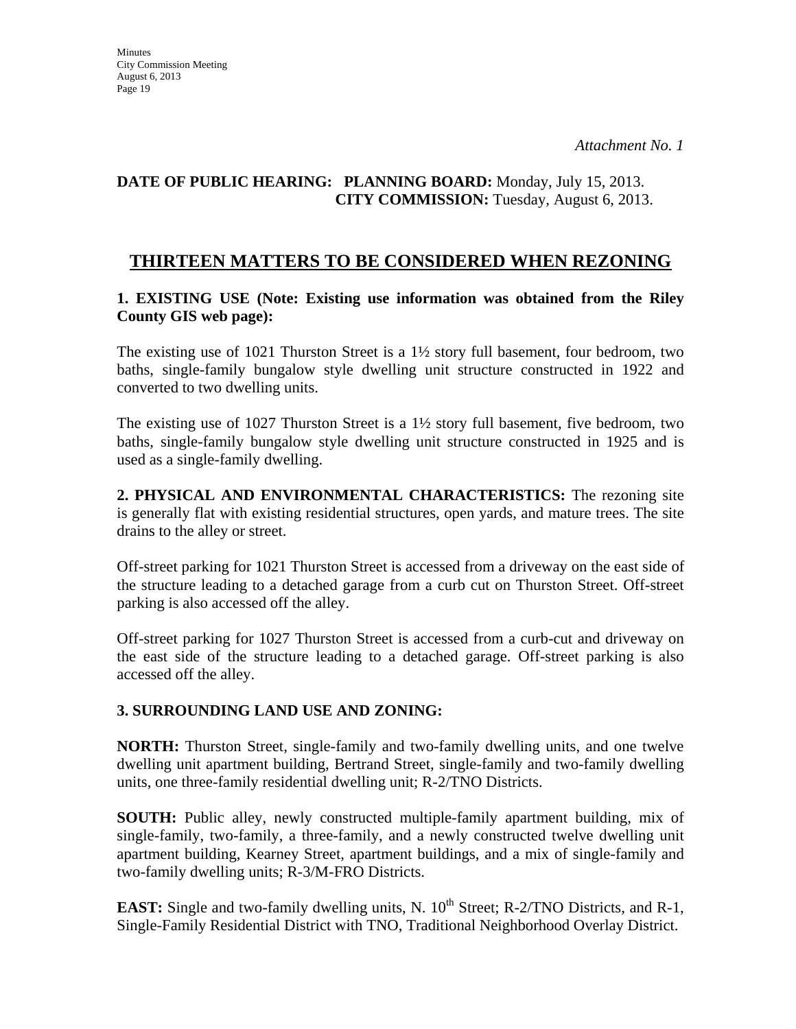*Attachment No. 1*

**DATE OF PUBLIC HEARING: PLANNING BOARD:** Monday, July 15, 2013.
**CITY COMMISSION:** Tuesday, August 6, 2013.

## THIRTEEN MATTERS TO BE CONSIDERED WHEN REZONING

**1. EXISTING USE (Note: Existing use information was obtained from the Riley County GIS web page):**

The existing use of 1021 Thurston Street is a 1½ story full basement, four bedroom, two baths, single-family bungalow style dwelling unit structure constructed in 1922 and converted to two dwelling units.

The existing use of 1027 Thurston Street is a 1½ story full basement, five bedroom, two baths, single-family bungalow style dwelling unit structure constructed in 1925 and is used as a single-family dwelling.

**2. PHYSICAL AND ENVIRONMENTAL CHARACTERISTICS:** The rezoning site is generally flat with existing residential structures, open yards, and mature trees. The site drains to the alley or street.

Off-street parking for 1021 Thurston Street is accessed from a driveway on the east side of the structure leading to a detached garage from a curb cut on Thurston Street. Off-street parking is also accessed off the alley.

Off-street parking for 1027 Thurston Street is accessed from a curb-cut and driveway on the east side of the structure leading to a detached garage. Off-street parking is also accessed off the alley.

**3. SURROUNDING LAND USE AND ZONING:**

**NORTH:** Thurston Street, single-family and two-family dwelling units, and one twelve dwelling unit apartment building, Bertrand Street, single-family and two-family dwelling units, one three-family residential dwelling unit; R-2/TNO Districts.

**SOUTH:** Public alley, newly constructed multiple-family apartment building, mix of single-family, two-family, a three-family, and a newly constructed twelve dwelling unit apartment building, Kearney Street, apartment buildings, and a mix of single-family and two-family dwelling units; R-3/M-FRO Districts.

**EAST:** Single and two-family dwelling units, N. 10th Street; R-2/TNO Districts, and R-1, Single-Family Residential District with TNO, Traditional Neighborhood Overlay District.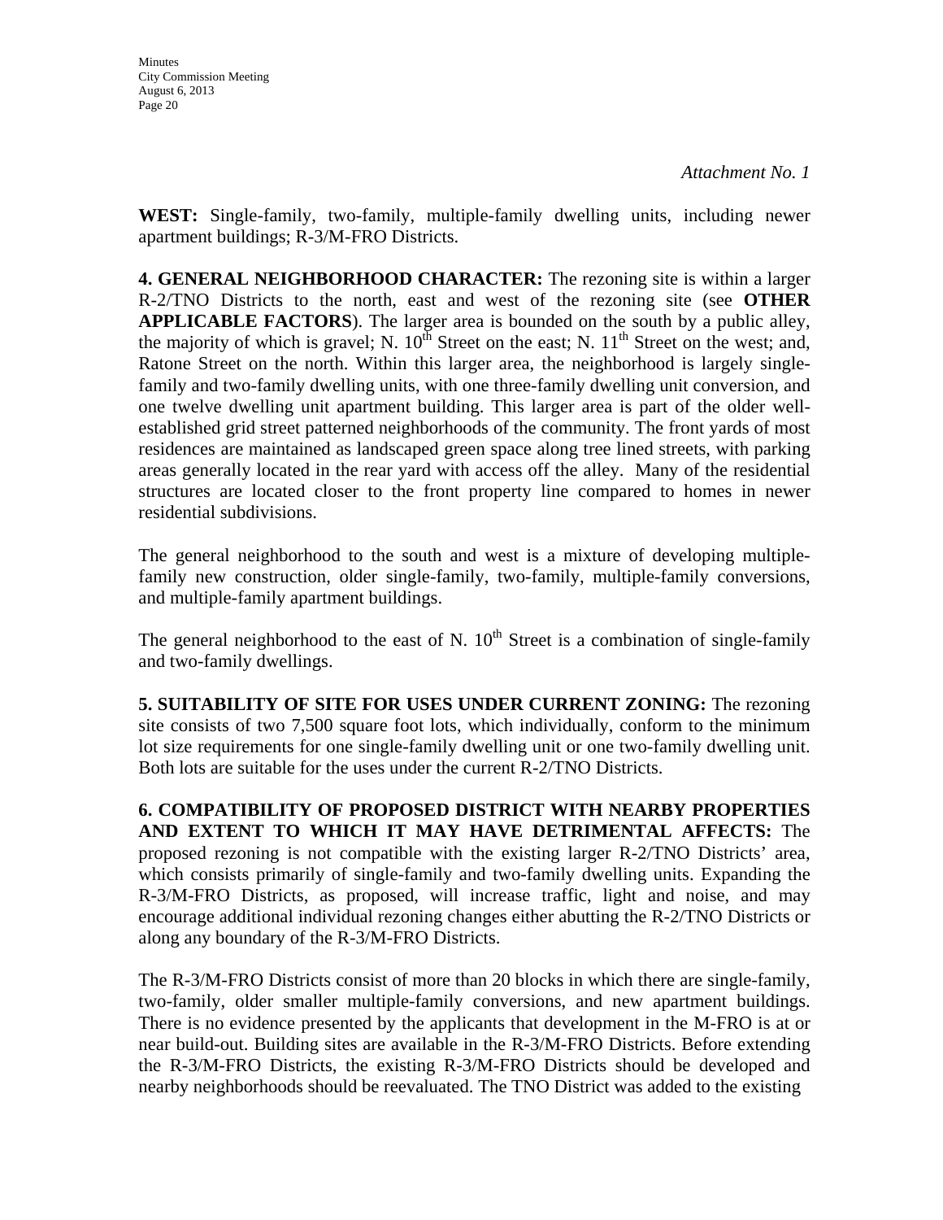*Attachment No. 1*

**WEST:** Single-family, two-family, multiple-family dwelling units, including newer apartment buildings; R-3/M-FRO Districts.

**4. GENERAL NEIGHBORHOOD CHARACTER:** The rezoning site is within a larger R-2/TNO Districts to the north, east and west of the rezoning site (see **OTHER APPLICABLE FACTORS**). The larger area is bounded on the south by a public alley, the majority of which is gravel; N. 10th Street on the east; N. 11th Street on the west; and, Ratone Street on the north. Within this larger area, the neighborhood is largely single-family and two-family dwelling units, with one three-family dwelling unit conversion, and one twelve dwelling unit apartment building. This larger area is part of the older well-established grid street patterned neighborhoods of the community. The front yards of most residences are maintained as landscaped green space along tree lined streets, with parking areas generally located in the rear yard with access off the alley. Many of the residential structures are located closer to the front property line compared to homes in newer residential subdivisions.

The general neighborhood to the south and west is a mixture of developing multiple-family new construction, older single-family, two-family, multiple-family conversions, and multiple-family apartment buildings.

The general neighborhood to the east of N. 10th Street is a combination of single-family and two-family dwellings.

**5. SUITABILITY OF SITE FOR USES UNDER CURRENT ZONING:** The rezoning site consists of two 7,500 square foot lots, which individually, conform to the minimum lot size requirements for one single-family dwelling unit or one two-family dwelling unit. Both lots are suitable for the uses under the current R-2/TNO Districts.

**6. COMPATIBILITY OF PROPOSED DISTRICT WITH NEARBY PROPERTIES AND EXTENT TO WHICH IT MAY HAVE DETRIMENTAL AFFECTS:** The proposed rezoning is not compatible with the existing larger R-2/TNO Districts' area, which consists primarily of single-family and two-family dwelling units. Expanding the R-3/M-FRO Districts, as proposed, will increase traffic, light and noise, and may encourage additional individual rezoning changes either abutting the R-2/TNO Districts or along any boundary of the R-3/M-FRO Districts.

The R-3/M-FRO Districts consist of more than 20 blocks in which there are single-family, two-family, older smaller multiple-family conversions, and new apartment buildings. There is no evidence presented by the applicants that development in the M-FRO is at or near build-out. Building sites are available in the R-3/M-FRO Districts. Before extending the R-3/M-FRO Districts, the existing R-3/M-FRO Districts should be developed and nearby neighborhoods should be reevaluated. The TNO District was added to the existing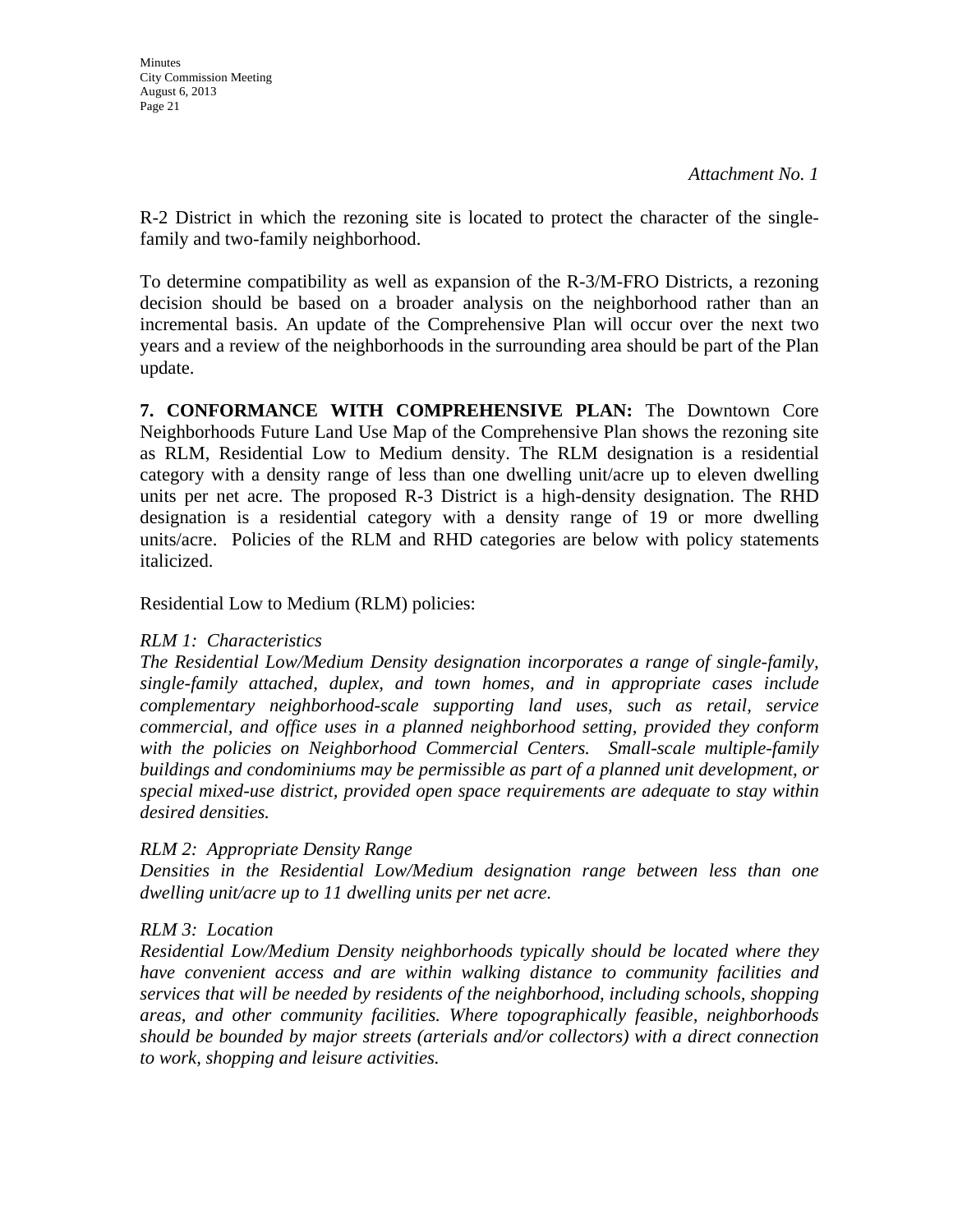*Attachment No. 1*

R-2 District in which the rezoning site is located to protect the character of the single-family and two-family neighborhood.

To determine compatibility as well as expansion of the R-3/M-FRO Districts, a rezoning decision should be based on a broader analysis on the neighborhood rather than an incremental basis. An update of the Comprehensive Plan will occur over the next two years and a review of the neighborhoods in the surrounding area should be part of the Plan update.

**7. CONFORMANCE WITH COMPREHENSIVE PLAN:** The Downtown Core Neighborhoods Future Land Use Map of the Comprehensive Plan shows the rezoning site as RLM, Residential Low to Medium density. The RLM designation is a residential category with a density range of less than one dwelling unit/acre up to eleven dwelling units per net acre. The proposed R-3 District is a high-density designation. The RHD designation is a residential category with a density range of 19 or more dwelling units/acre. Policies of the RLM and RHD categories are below with policy statements italicized.

Residential Low to Medium (RLM) policies:

*RLM 1: Characteristics*
*The Residential Low/Medium Density designation incorporates a range of single-family, single-family attached, duplex, and town homes, and in appropriate cases include complementary neighborhood-scale supporting land uses, such as retail, service commercial, and office uses in a planned neighborhood setting, provided they conform with the policies on Neighborhood Commercial Centers. Small-scale multiple-family buildings and condominiums may be permissible as part of a planned unit development, or special mixed-use district, provided open space requirements are adequate to stay within desired densities.*

*RLM 2: Appropriate Density Range*
*Densities in the Residential Low/Medium designation range between less than one dwelling unit/acre up to 11 dwelling units per net acre.*

*RLM 3: Location*
*Residential Low/Medium Density neighborhoods typically should be located where they have convenient access and are within walking distance to community facilities and services that will be needed by residents of the neighborhood, including schools, shopping areas, and other community facilities. Where topographically feasible, neighborhoods should be bounded by major streets (arterials and/or collectors) with a direct connection to work, shopping and leisure activities.*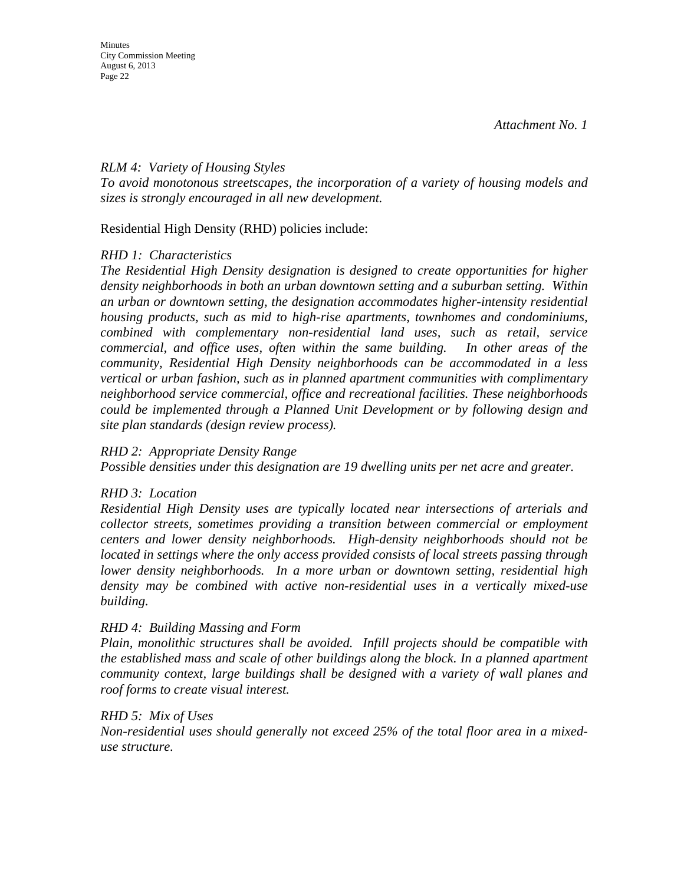*Attachment No. 1*

*RLM 4: Variety of Housing Styles*
*To avoid monotonous streetscapes, the incorporation of a variety of housing models and sizes is strongly encouraged in all new development.*

Residential High Density (RHD) policies include:

*RHD 1: Characteristics*
*The Residential High Density designation is designed to create opportunities for higher density neighborhoods in both an urban downtown setting and a suburban setting. Within an urban or downtown setting, the designation accommodates higher-intensity residential housing products, such as mid to high-rise apartments, townhomes and condominiums, combined with complementary non-residential land uses, such as retail, service commercial, and office uses, often within the same building. In other areas of the community, Residential High Density neighborhoods can be accommodated in a less vertical or urban fashion, such as in planned apartment communities with complimentary neighborhood service commercial, office and recreational facilities. These neighborhoods could be implemented through a Planned Unit Development or by following design and site plan standards (design review process).*

*RHD 2: Appropriate Density Range*
*Possible densities under this designation are 19 dwelling units per net acre and greater.*

*RHD 3: Location*
*Residential High Density uses are typically located near intersections of arterials and collector streets, sometimes providing a transition between commercial or employment centers and lower density neighborhoods. High-density neighborhoods should not be located in settings where the only access provided consists of local streets passing through lower density neighborhoods. In a more urban or downtown setting, residential high density may be combined with active non-residential uses in a vertically mixed-use building.*

*RHD 4: Building Massing and Form*
*Plain, monolithic structures shall be avoided. Infill projects should be compatible with the established mass and scale of other buildings along the block. In a planned apartment community context, large buildings shall be designed with a variety of wall planes and roof forms to create visual interest.*

*RHD 5: Mix of Uses*
*Non-residential uses should generally not exceed 25% of the total floor area in a mixed-use structure.*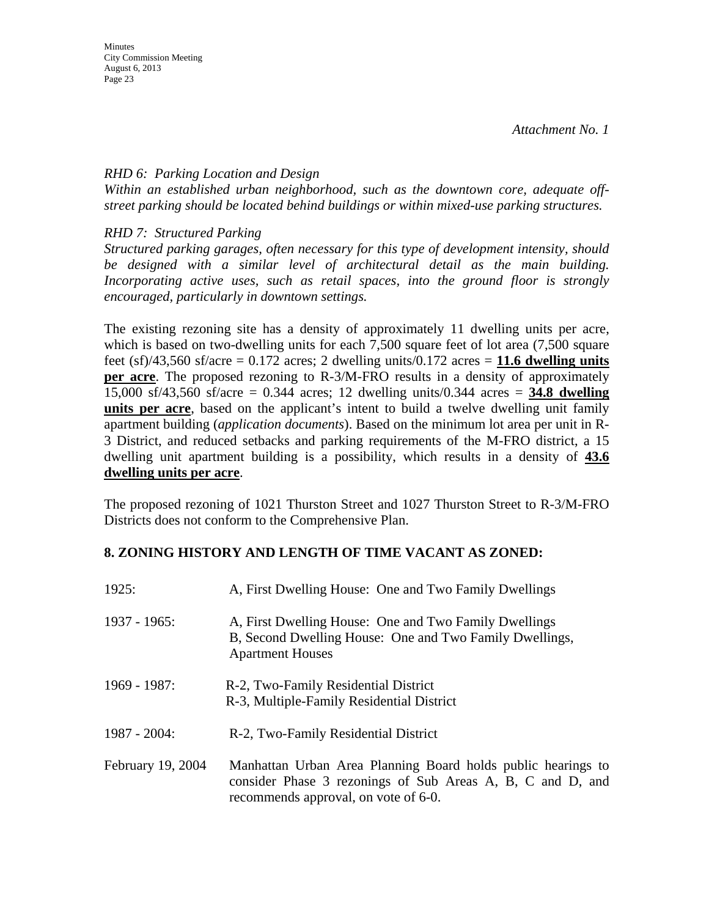*Attachment No. 1*

*RHD 6: Parking Location and Design*
*Within an established urban neighborhood, such as the downtown core, adequate off-street parking should be located behind buildings or within mixed-use parking structures.*

*RHD 7: Structured Parking*
*Structured parking garages, often necessary for this type of development intensity, should be designed with a similar level of architectural detail as the main building. Incorporating active uses, such as retail spaces, into the ground floor is strongly encouraged, particularly in downtown settings.*

The existing rezoning site has a density of approximately 11 dwelling units per acre, which is based on two-dwelling units for each 7,500 square feet of lot area (7,500 square feet (sf)/43,560 sf/acre = 0.172 acres; 2 dwelling units/0.172 acres = **11.6 dwelling units per acre**. The proposed rezoning to R-3/M-FRO results in a density of approximately 15,000 sf/43,560 sf/acre = 0.344 acres; 12 dwelling units/0.344 acres = **34.8 dwelling units per acre**, based on the applicant's intent to build a twelve dwelling unit family apartment building (*application documents*). Based on the minimum lot area per unit in R-3 District, and reduced setbacks and parking requirements of the M-FRO district, a 15 dwelling unit apartment building is a possibility, which results in a density of **43.6 dwelling units per acre**.

The proposed rezoning of 1021 Thurston Street and 1027 Thurston Street to R-3/M-FRO Districts does not conform to the Comprehensive Plan.

## 8. ZONING HISTORY AND LENGTH OF TIME VACANT AS ZONED:

1925: A, First Dwelling House: One and Two Family Dwellings

1937 - 1965: A, First Dwelling House: One and Two Family Dwellings
B, Second Dwelling House: One and Two Family Dwellings, Apartment Houses

1969 - 1987: R-2, Two-Family Residential District
R-3, Multiple-Family Residential District

1987 - 2004: R-2, Two-Family Residential District

February 19, 2004: Manhattan Urban Area Planning Board holds public hearings to consider Phase 3 rezonings of Sub Areas A, B, C and D, and recommends approval, on vote of 6-0.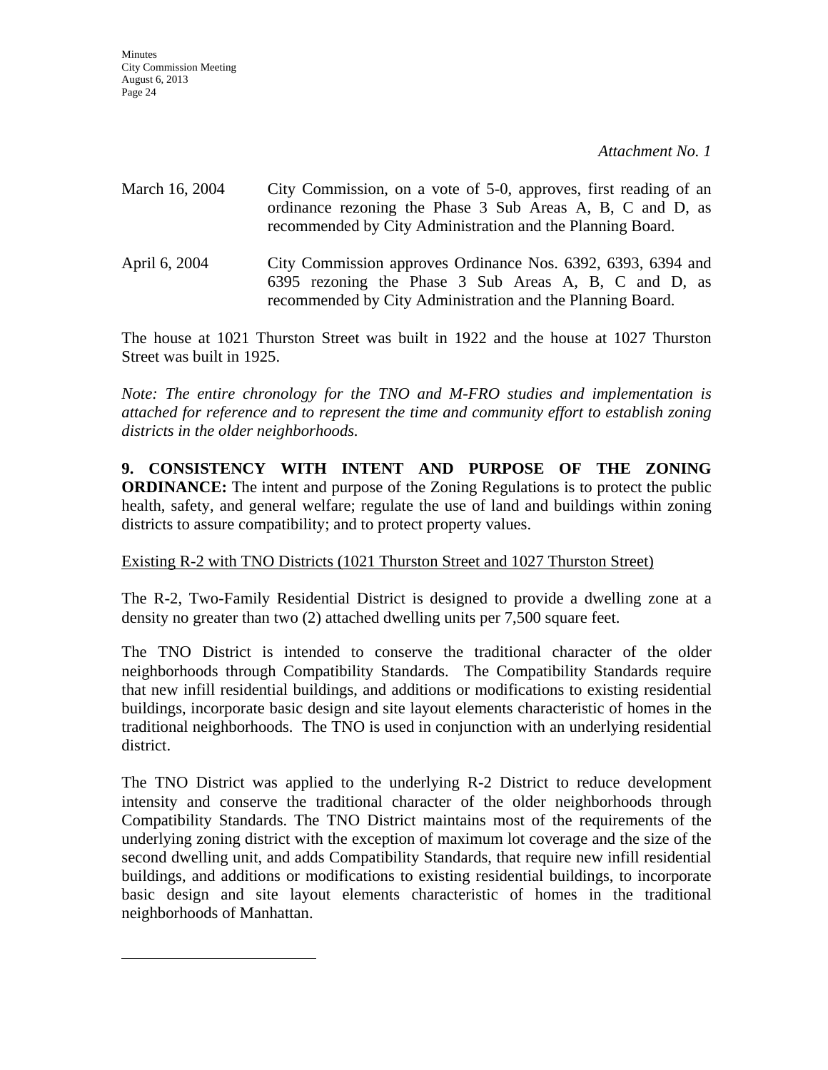*Attachment No. 1*

March 16, 2004 City Commission, on a vote of 5-0, approves, first reading of an ordinance rezoning the Phase 3 Sub Areas A, B, C and D, as recommended by City Administration and the Planning Board.

April 6, 2004 City Commission approves Ordinance Nos. 6392, 6393, 6394 and 6395 rezoning the Phase 3 Sub Areas A, B, C and D, as recommended by City Administration and the Planning Board.

The house at 1021 Thurston Street was built in 1922 and the house at 1027 Thurston Street was built in 1925.

*Note: The entire chronology for the TNO and M-FRO studies and implementation is attached for reference and to represent the time and community effort to establish zoning districts in the older neighborhoods.*

**9. CONSISTENCY WITH INTENT AND PURPOSE OF THE ZONING ORDINANCE:** The intent and purpose of the Zoning Regulations is to protect the public health, safety, and general welfare; regulate the use of land and buildings within zoning districts to assure compatibility; and to protect property values.

Existing R-2 with TNO Districts (1021 Thurston Street and 1027 Thurston Street)

The R-2, Two-Family Residential District is designed to provide a dwelling zone at a density no greater than two (2) attached dwelling units per 7,500 square feet.

The TNO District is intended to conserve the traditional character of the older neighborhoods through Compatibility Standards. The Compatibility Standards require that new infill residential buildings, and additions or modifications to existing residential buildings, incorporate basic design and site layout elements characteristic of homes in the traditional neighborhoods. The TNO is used in conjunction with an underlying residential district.

The TNO District was applied to the underlying R-2 District to reduce development intensity and conserve the traditional character of the older neighborhoods through Compatibility Standards. The TNO District maintains most of the requirements of the underlying zoning district with the exception of maximum lot coverage and the size of the second dwelling unit, and adds Compatibility Standards, that require new infill residential buildings, and additions or modifications to existing residential buildings, to incorporate basic design and site layout elements characteristic of homes in the traditional neighborhoods of Manhattan.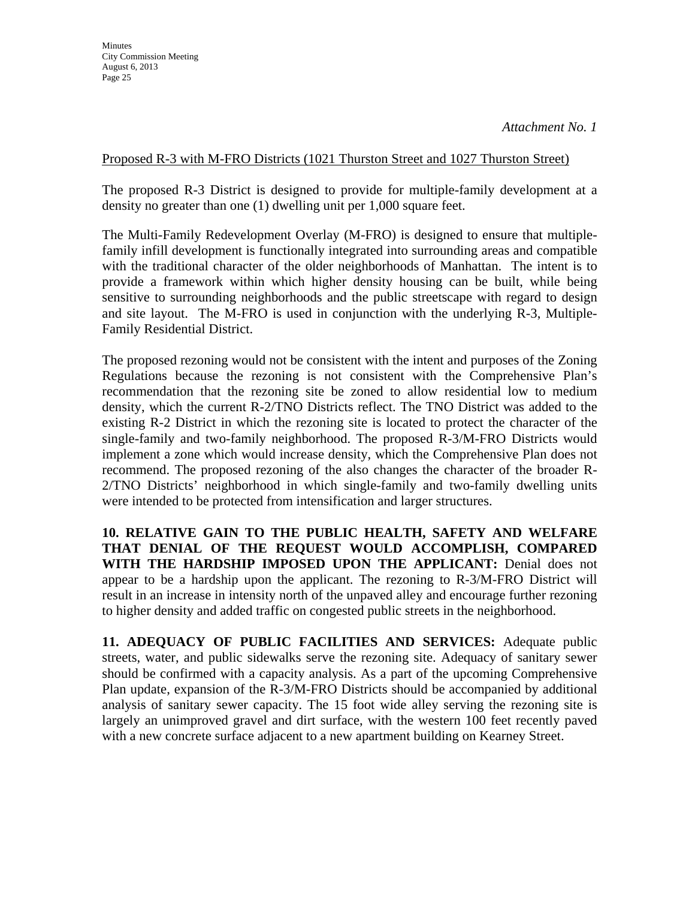*Attachment No. 1*

Proposed R-3 with M-FRO Districts (1021 Thurston Street and 1027 Thurston Street)

The proposed R-3 District is designed to provide for multiple-family development at a density no greater than one (1) dwelling unit per 1,000 square feet.

The Multi-Family Redevelopment Overlay (M-FRO) is designed to ensure that multiple-family infill development is functionally integrated into surrounding areas and compatible with the traditional character of the older neighborhoods of Manhattan. The intent is to provide a framework within which higher density housing can be built, while being sensitive to surrounding neighborhoods and the public streetscape with regard to design and site layout. The M-FRO is used in conjunction with the underlying R-3, Multiple-Family Residential District.

The proposed rezoning would not be consistent with the intent and purposes of the Zoning Regulations because the rezoning is not consistent with the Comprehensive Plan's recommendation that the rezoning site be zoned to allow residential low to medium density, which the current R-2/TNO Districts reflect. The TNO District was added to the existing R-2 District in which the rezoning site is located to protect the character of the single-family and two-family neighborhood. The proposed R-3/M-FRO Districts would implement a zone which would increase density, which the Comprehensive Plan does not recommend. The proposed rezoning of the also changes the character of the broader R-2/TNO Districts' neighborhood in which single-family and two-family dwelling units were intended to be protected from intensification and larger structures.

**10. RELATIVE GAIN TO THE PUBLIC HEALTH, SAFETY AND WELFARE THAT DENIAL OF THE REQUEST WOULD ACCOMPLISH, COMPARED WITH THE HARDSHIP IMPOSED UPON THE APPLICANT:** Denial does not appear to be a hardship upon the applicant. The rezoning to R-3/M-FRO District will result in an increase in intensity north of the unpaved alley and encourage further rezoning to higher density and added traffic on congested public streets in the neighborhood.

**11. ADEQUACY OF PUBLIC FACILITIES AND SERVICES:** Adequate public streets, water, and public sidewalks serve the rezoning site. Adequacy of sanitary sewer should be confirmed with a capacity analysis. As a part of the upcoming Comprehensive Plan update, expansion of the R-3/M-FRO Districts should be accompanied by additional analysis of sanitary sewer capacity. The 15 foot wide alley serving the rezoning site is largely an unimproved gravel and dirt surface, with the western 100 feet recently paved with a new concrete surface adjacent to a new apartment building on Kearney Street.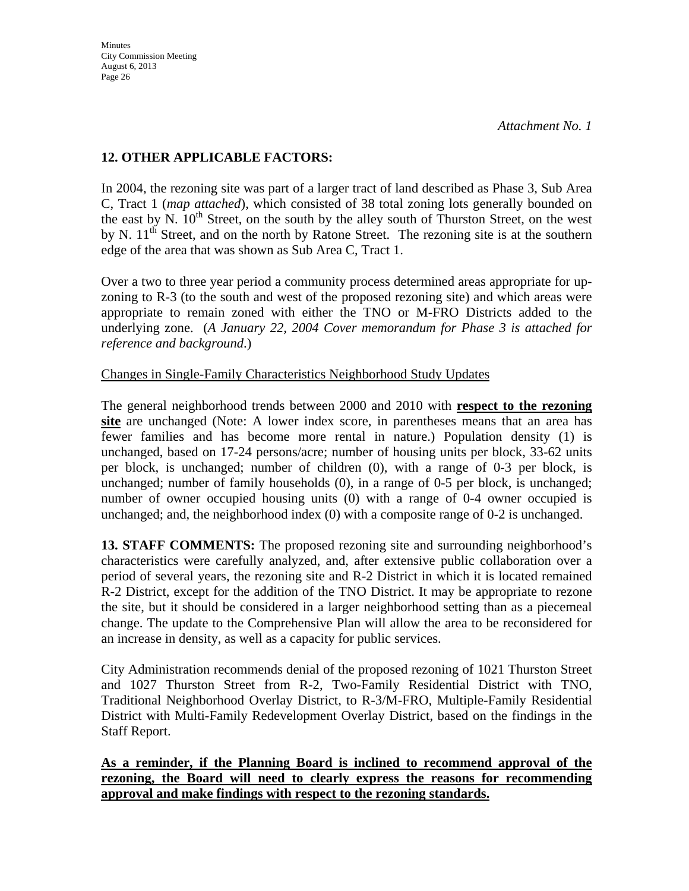*Attachment No. 1*

## 12. OTHER APPLICABLE FACTORS:

In 2004, the rezoning site was part of a larger tract of land described as Phase 3, Sub Area C, Tract 1 (*map attached*), which consisted of 38 total zoning lots generally bounded on the east by N. 10th Street, on the south by the alley south of Thurston Street, on the west by N. 11th Street, and on the north by Ratone Street. The rezoning site is at the southern edge of the area that was shown as Sub Area C, Tract 1.

Over a two to three year period a community process determined areas appropriate for up-zoning to R-3 (to the south and west of the proposed rezoning site) and which areas were appropriate to remain zoned with either the TNO or M-FRO Districts added to the underlying zone. (*A January 22, 2004 Cover memorandum for Phase 3 is attached for reference and background.*)

Changes in Single-Family Characteristics Neighborhood Study Updates

The general neighborhood trends between 2000 and 2010 with **respect to the rezoning site** are unchanged (Note: A lower index score, in parentheses means that an area has fewer families and has become more rental in nature.) Population density (1) is unchanged, based on 17-24 persons/acre; number of housing units per block, 33-62 units per block, is unchanged; number of children (0), with a range of 0-3 per block, is unchanged; number of family households (0), in a range of 0-5 per block, is unchanged; number of owner occupied housing units (0) with a range of 0-4 owner occupied is unchanged; and, the neighborhood index (0) with a composite range of 0-2 is unchanged.

**13. STAFF COMMENTS:** The proposed rezoning site and surrounding neighborhood's characteristics were carefully analyzed, and, after extensive public collaboration over a period of several years, the rezoning site and R-2 District in which it is located remained R-2 District, except for the addition of the TNO District. It may be appropriate to rezone the site, but it should be considered in a larger neighborhood setting than as a piecemeal change. The update to the Comprehensive Plan will allow the area to be reconsidered for an increase in density, as well as a capacity for public services.

City Administration recommends denial of the proposed rezoning of 1021 Thurston Street and 1027 Thurston Street from R-2, Two-Family Residential District with TNO, Traditional Neighborhood Overlay District, to R-3/M-FRO, Multiple-Family Residential District with Multi-Family Redevelopment Overlay District, based on the findings in the Staff Report.

**As a reminder, if the Planning Board is inclined to recommend approval of the rezoning, the Board will need to clearly express the reasons for recommending approval and make findings with respect to the rezoning standards.**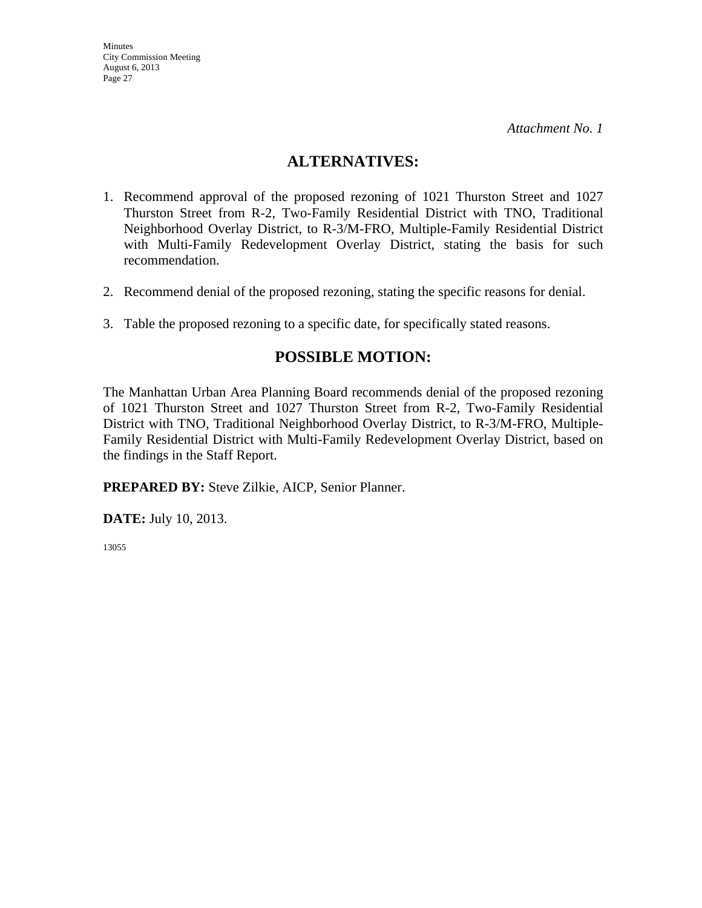*Attachment No. 1*

## ALTERNATIVES:

1. Recommend approval of the proposed rezoning of 1021 Thurston Street and 1027 Thurston Street from R-2, Two-Family Residential District with TNO, Traditional Neighborhood Overlay District, to R-3/M-FRO, Multiple-Family Residential District with Multi-Family Redevelopment Overlay District, stating the basis for such recommendation.

2. Recommend denial of the proposed rezoning, stating the specific reasons for denial.

3. Table the proposed rezoning to a specific date, for specifically stated reasons.

## POSSIBLE MOTION:

The Manhattan Urban Area Planning Board recommends denial of the proposed rezoning of 1021 Thurston Street and 1027 Thurston Street from R-2, Two-Family Residential District with TNO, Traditional Neighborhood Overlay District, to R-3/M-FRO, Multiple-Family Residential District with Multi-Family Redevelopment Overlay District, based on the findings in the Staff Report.

**PREPARED BY:** Steve Zilkie, AICP, Senior Planner.

**DATE:** July 10, 2013.

13055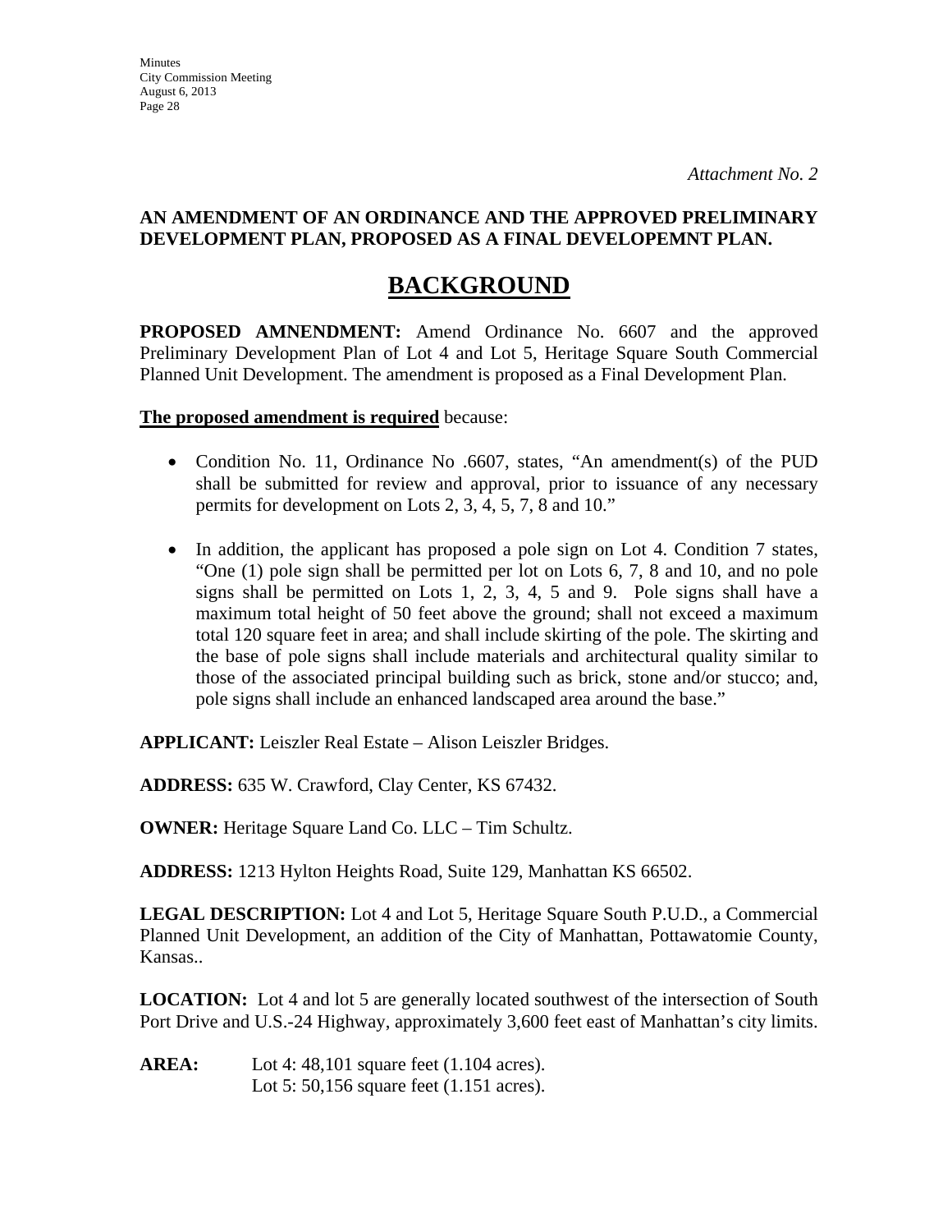*Attachment No. 2*

**AN AMENDMENT OF AN ORDINANCE AND THE APPROVED PRELIMINARY DEVELOPMENT PLAN, PROPOSED AS A FINAL DEVELOPEMNT PLAN.**

# BACKGROUND

**PROPOSED AMNENDMENT:** Amend Ordinance No. 6607 and the approved Preliminary Development Plan of Lot 4 and Lot 5, Heritage Square South Commercial Planned Unit Development. The amendment is proposed as a Final Development Plan.

**The proposed amendment is required** because:

- Condition No. 11, Ordinance No .6607, states, "An amendment(s) of the PUD shall be submitted for review and approval, prior to issuance of any necessary permits for development on Lots 2, 3, 4, 5, 7, 8 and 10."
- In addition, the applicant has proposed a pole sign on Lot 4. Condition 7 states, "One (1) pole sign shall be permitted per lot on Lots 6, 7, 8 and 10, and no pole signs shall be permitted on Lots 1, 2, 3, 4, 5 and 9. Pole signs shall have a maximum total height of 50 feet above the ground; shall not exceed a maximum total 120 square feet in area; and shall include skirting of the pole. The skirting and the base of pole signs shall include materials and architectural quality similar to those of the associated principal building such as brick, stone and/or stucco; and, pole signs shall include an enhanced landscaped area around the base."

**APPLICANT:** Leiszler Real Estate – Alison Leiszler Bridges.

**ADDRESS:** 635 W. Crawford, Clay Center, KS 67432.

**OWNER:** Heritage Square Land Co. LLC – Tim Schultz.

**ADDRESS:** 1213 Hylton Heights Road, Suite 129, Manhattan KS 66502.

**LEGAL DESCRIPTION:** Lot 4 and Lot 5, Heritage Square South P.U.D., a Commercial Planned Unit Development, an addition of the City of Manhattan, Pottawatomie County, Kansas..

**LOCATION:** Lot 4 and lot 5 are generally located southwest of the intersection of South Port Drive and U.S.-24 Highway, approximately 3,600 feet east of Manhattan's city limits.

**AREA:** Lot 4: 48,101 square feet (1.104 acres).
Lot 5: 50,156 square feet (1.151 acres).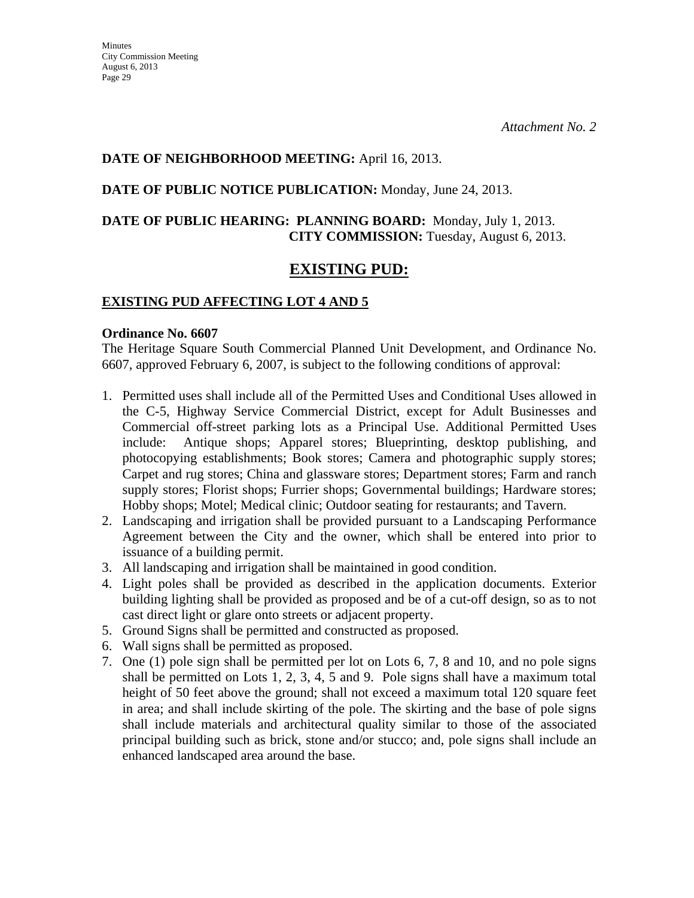*Attachment No. 2*

**DATE OF NEIGHBORHOOD MEETING:** April 16, 2013.

**DATE OF PUBLIC NOTICE PUBLICATION:** Monday, June 24, 2013.

**DATE OF PUBLIC HEARING: PLANNING BOARD:** Monday, July 1, 2013.
**CITY COMMISSION:** Tuesday, August 6, 2013.

## EXISTING PUD:

### EXISTING PUD AFFECTING LOT 4 AND 5

**Ordinance No. 6607**
The Heritage Square South Commercial Planned Unit Development, and Ordinance No. 6607, approved February 6, 2007, is subject to the following conditions of approval:

1. Permitted uses shall include all of the Permitted Uses and Conditional Uses allowed in the C-5, Highway Service Commercial District, except for Adult Businesses and Commercial off-street parking lots as a Principal Use. Additional Permitted Uses include: Antique shops; Apparel stores; Blueprinting, desktop publishing, and photocopying establishments; Book stores; Camera and photographic supply stores; Carpet and rug stores; China and glassware stores; Department stores; Farm and ranch supply stores; Florist shops; Furrier shops; Governmental buildings; Hardware stores; Hobby shops; Motel; Medical clinic; Outdoor seating for restaurants; and Tavern.
2. Landscaping and irrigation shall be provided pursuant to a Landscaping Performance Agreement between the City and the owner, which shall be entered into prior to issuance of a building permit.
3. All landscaping and irrigation shall be maintained in good condition.
4. Light poles shall be provided as described in the application documents. Exterior building lighting shall be provided as proposed and be of a cut-off design, so as to not cast direct light or glare onto streets or adjacent property.
5. Ground Signs shall be permitted and constructed as proposed.
6. Wall signs shall be permitted as proposed.
7. One (1) pole sign shall be permitted per lot on Lots 6, 7, 8 and 10, and no pole signs shall be permitted on Lots 1, 2, 3, 4, 5 and 9. Pole signs shall have a maximum total height of 50 feet above the ground; shall not exceed a maximum total 120 square feet in area; and shall include skirting of the pole. The skirting and the base of pole signs shall include materials and architectural quality similar to those of the associated principal building such as brick, stone and/or stucco; and, pole signs shall include an enhanced landscaped area around the base.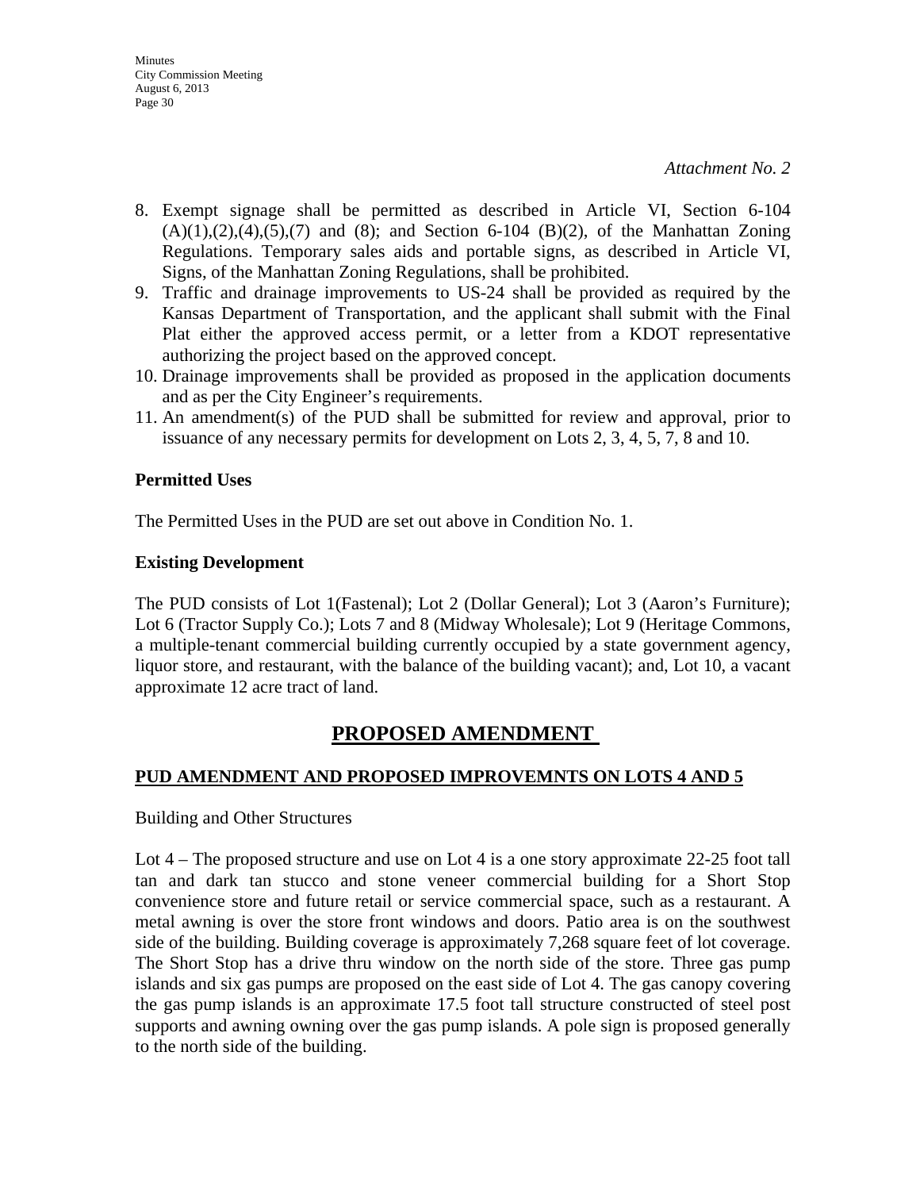*Attachment No. 2*

8. Exempt signage shall be permitted as described in Article VI, Section 6-104 (A)(1),(2),(4),(5),(7) and (8); and Section 6-104 (B)(2), of the Manhattan Zoning Regulations. Temporary sales aids and portable signs, as described in Article VI, Signs, of the Manhattan Zoning Regulations, shall be prohibited.
9. Traffic and drainage improvements to US-24 shall be provided as required by the Kansas Department of Transportation, and the applicant shall submit with the Final Plat either the approved access permit, or a letter from a KDOT representative authorizing the project based on the approved concept.
10. Drainage improvements shall be provided as proposed in the application documents and as per the City Engineer's requirements.
11. An amendment(s) of the PUD shall be submitted for review and approval, prior to issuance of any necessary permits for development on Lots 2, 3, 4, 5, 7, 8 and 10.

**Permitted Uses**

The Permitted Uses in the PUD are set out above in Condition No. 1.

**Existing Development**

The PUD consists of Lot 1(Fastenal); Lot 2 (Dollar General); Lot 3 (Aaron's Furniture); Lot 6 (Tractor Supply Co.); Lots 7 and 8 (Midway Wholesale); Lot 9 (Heritage Commons, a multiple-tenant commercial building currently occupied by a state government agency, liquor store, and restaurant, with the balance of the building vacant); and, Lot 10, a vacant approximate 12 acre tract of land.

# PROPOSED AMENDMENT

## PUD AMENDMENT AND PROPOSED IMPROVEMNTS ON LOTS 4 AND 5

Building and Other Structures

Lot 4 – The proposed structure and use on Lot 4 is a one story approximate 22-25 foot tall tan and dark tan stucco and stone veneer commercial building for a Short Stop convenience store and future retail or service commercial space, such as a restaurant. A metal awning is over the store front windows and doors. Patio area is on the southwest side of the building. Building coverage is approximately 7,268 square feet of lot coverage. The Short Stop has a drive thru window on the north side of the store. Three gas pump islands and six gas pumps are proposed on the east side of Lot 4. The gas canopy covering the gas pump islands is an approximate 17.5 foot tall structure constructed of steel post supports and awning owning over the gas pump islands. A pole sign is proposed generally to the north side of the building.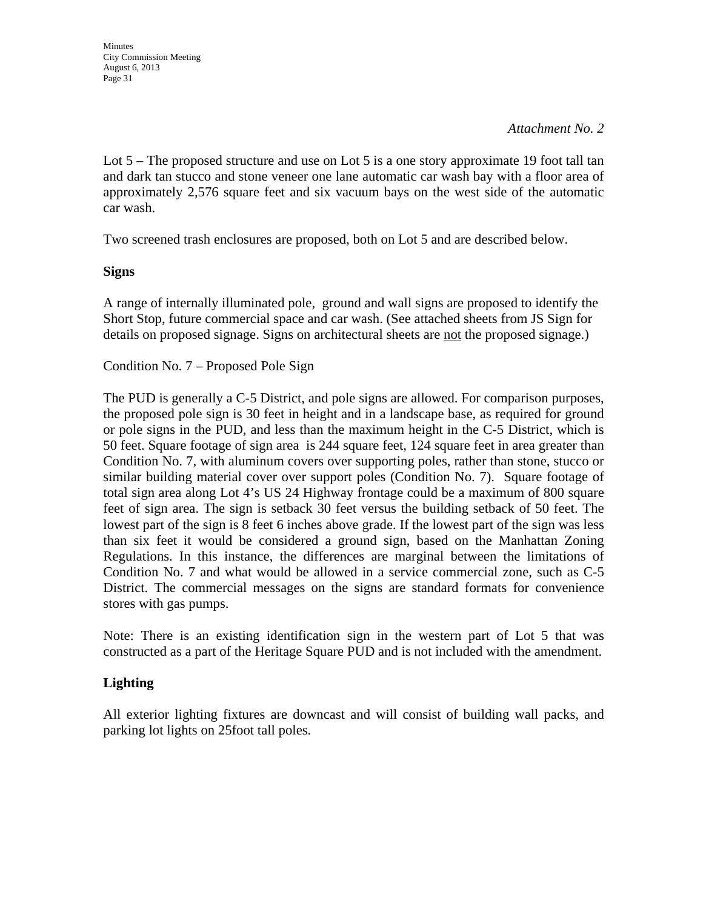*Attachment No. 2*

Lot 5 – The proposed structure and use on Lot 5 is a one story approximate 19 foot tall tan and dark tan stucco and stone veneer one lane automatic car wash bay with a floor area of approximately 2,576 square feet and six vacuum bays on the west side of the automatic car wash.

Two screened trash enclosures are proposed, both on Lot 5 and are described below.

**Signs**

A range of internally illuminated pole, ground and wall signs are proposed to identify the Short Stop, future commercial space and car wash. (See attached sheets from JS Sign for details on proposed signage. Signs on architectural sheets are <u>not</u> the proposed signage.)

Condition No. 7 – Proposed Pole Sign

The PUD is generally a C-5 District, and pole signs are allowed. For comparison purposes, the proposed pole sign is 30 feet in height and in a landscape base, as required for ground or pole signs in the PUD, and less than the maximum height in the C-5 District, which is 50 feet. Square footage of sign area is 244 square feet, 124 square feet in area greater than Condition No. 7, with aluminum covers over supporting poles, rather than stone, stucco or similar building material cover over support poles (Condition No. 7). Square footage of total sign area along Lot 4's US 24 Highway frontage could be a maximum of 800 square feet of sign area. The sign is setback 30 feet versus the building setback of 50 feet. The lowest part of the sign is 8 feet 6 inches above grade. If the lowest part of the sign was less than six feet it would be considered a ground sign, based on the Manhattan Zoning Regulations. In this instance, the differences are marginal between the limitations of Condition No. 7 and what would be allowed in a service commercial zone, such as C-5 District. The commercial messages on the signs are standard formats for convenience stores with gas pumps.

Note: There is an existing identification sign in the western part of Lot 5 that was constructed as a part of the Heritage Square PUD and is not included with the amendment.

**Lighting**

All exterior lighting fixtures are downcast and will consist of building wall packs, and parking lot lights on 25foot tall poles.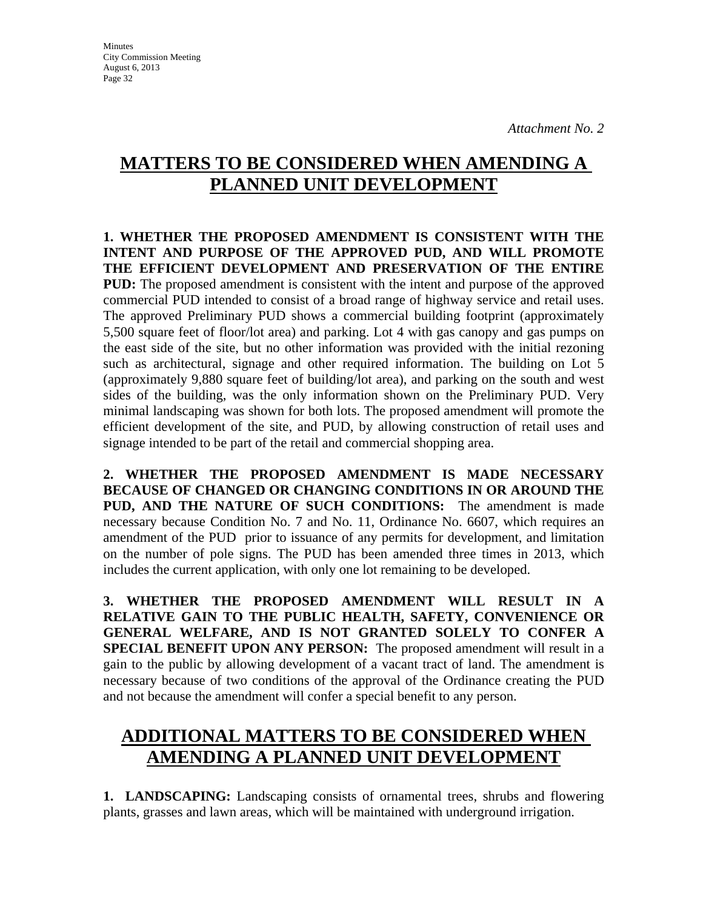*Attachment No. 2*

# MATTERS TO BE CONSIDERED WHEN AMENDING A PLANNED UNIT DEVELOPMENT

**1. WHETHER THE PROPOSED AMENDMENT IS CONSISTENT WITH THE INTENT AND PURPOSE OF THE APPROVED PUD, AND WILL PROMOTE THE EFFICIENT DEVELOPMENT AND PRESERVATION OF THE ENTIRE PUD:** The proposed amendment is consistent with the intent and purpose of the approved commercial PUD intended to consist of a broad range of highway service and retail uses. The approved Preliminary PUD shows a commercial building footprint (approximately 5,500 square feet of floor/lot area) and parking. Lot 4 with gas canopy and gas pumps on the east side of the site, but no other information was provided with the initial rezoning such as architectural, signage and other required information. The building on Lot 5 (approximately 9,880 square feet of building/lot area), and parking on the south and west sides of the building, was the only information shown on the Preliminary PUD. Very minimal landscaping was shown for both lots. The proposed amendment will promote the efficient development of the site, and PUD, by allowing construction of retail uses and signage intended to be part of the retail and commercial shopping area.

**2. WHETHER THE PROPOSED AMENDMENT IS MADE NECESSARY BECAUSE OF CHANGED OR CHANGING CONDITIONS IN OR AROUND THE PUD, AND THE NATURE OF SUCH CONDITIONS:** The amendment is made necessary because Condition No. 7 and No. 11, Ordinance No. 6607, which requires an amendment of the PUD prior to issuance of any permits for development, and limitation on the number of pole signs. The PUD has been amended three times in 2013, which includes the current application, with only one lot remaining to be developed.

**3. WHETHER THE PROPOSED AMENDMENT WILL RESULT IN A RELATIVE GAIN TO THE PUBLIC HEALTH, SAFETY, CONVENIENCE OR GENERAL WELFARE, AND IS NOT GRANTED SOLELY TO CONFER A SPECIAL BENEFIT UPON ANY PERSON:** The proposed amendment will result in a gain to the public by allowing development of a vacant tract of land. The amendment is necessary because of two conditions of the approval of the Ordinance creating the PUD and not because the amendment will confer a special benefit to any person.

# ADDITIONAL MATTERS TO BE CONSIDERED WHEN AMENDING A PLANNED UNIT DEVELOPMENT

**1. LANDSCAPING:** Landscaping consists of ornamental trees, shrubs and flowering plants, grasses and lawn areas, which will be maintained with underground irrigation.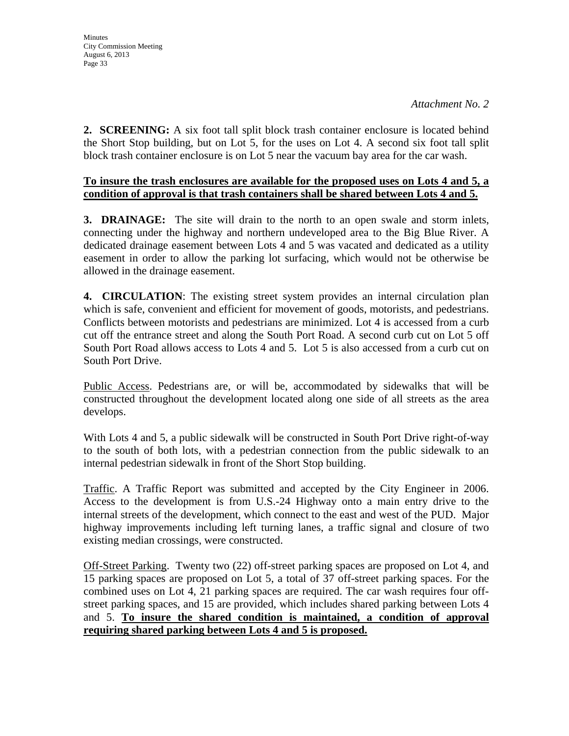*Attachment No. 2*

**2. SCREENING:** A six foot tall split block trash container enclosure is located behind the Short Stop building, but on Lot 5, for the uses on Lot 4. A second six foot tall split block trash container enclosure is on Lot 5 near the vacuum bay area for the car wash.

**To insure the trash enclosures are available for the proposed uses on Lots 4 and 5, a condition of approval is that trash containers shall be shared between Lots 4 and 5.**

**3. DRAINAGE:** The site will drain to the north to an open swale and storm inlets, connecting under the highway and northern undeveloped area to the Big Blue River. A dedicated drainage easement between Lots 4 and 5 was vacated and dedicated as a utility easement in order to allow the parking lot surfacing, which would not be otherwise be allowed in the drainage easement.

**4. CIRCULATION**: The existing street system provides an internal circulation plan which is safe, convenient and efficient for movement of goods, motorists, and pedestrians. Conflicts between motorists and pedestrians are minimized. Lot 4 is accessed from a curb cut off the entrance street and along the South Port Road. A second curb cut on Lot 5 off South Port Road allows access to Lots 4 and 5. Lot 5 is also accessed from a curb cut on South Port Drive.

Public Access. Pedestrians are, or will be, accommodated by sidewalks that will be constructed throughout the development located along one side of all streets as the area develops.

With Lots 4 and 5, a public sidewalk will be constructed in South Port Drive right-of-way to the south of both lots, with a pedestrian connection from the public sidewalk to an internal pedestrian sidewalk in front of the Short Stop building.

Traffic. A Traffic Report was submitted and accepted by the City Engineer in 2006. Access to the development is from U.S.-24 Highway onto a main entry drive to the internal streets of the development, which connect to the east and west of the PUD. Major highway improvements including left turning lanes, a traffic signal and closure of two existing median crossings, were constructed.

Off-Street Parking. Twenty two (22) off-street parking spaces are proposed on Lot 4, and 15 parking spaces are proposed on Lot 5, a total of 37 off-street parking spaces. For the combined uses on Lot 4, 21 parking spaces are required. The car wash requires four off-street parking spaces, and 15 are provided, which includes shared parking between Lots 4 and 5. **To insure the shared condition is maintained, a condition of approval requiring shared parking between Lots 4 and 5 is proposed.**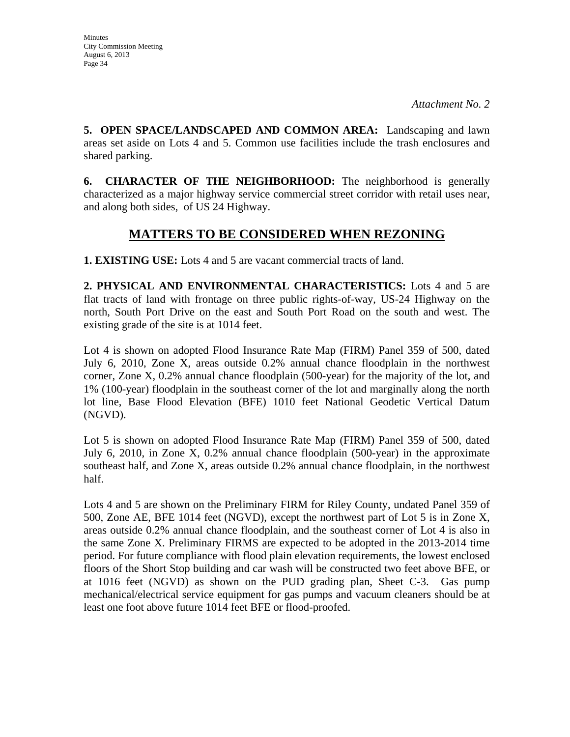*Attachment No. 2*

**5. OPEN SPACE/LANDSCAPED AND COMMON AREA:** Landscaping and lawn areas set aside on Lots 4 and 5. Common use facilities include the trash enclosures and shared parking.

**6. CHARACTER OF THE NEIGHBORHOOD:** The neighborhood is generally characterized as a major highway service commercial street corridor with retail uses near, and along both sides, of US 24 Highway.

## MATTERS TO BE CONSIDERED WHEN REZONING

**1. EXISTING USE:** Lots 4 and 5 are vacant commercial tracts of land.

**2. PHYSICAL AND ENVIRONMENTAL CHARACTERISTICS:** Lots 4 and 5 are flat tracts of land with frontage on three public rights-of-way, US-24 Highway on the north, South Port Drive on the east and South Port Road on the south and west. The existing grade of the site is at 1014 feet.

Lot 4 is shown on adopted Flood Insurance Rate Map (FIRM) Panel 359 of 500, dated July 6, 2010, Zone X, areas outside 0.2% annual chance floodplain in the northwest corner, Zone X, 0.2% annual chance floodplain (500-year) for the majority of the lot, and 1% (100-year) floodplain in the southeast corner of the lot and marginally along the north lot line, Base Flood Elevation (BFE) 1010 feet National Geodetic Vertical Datum (NGVD).

Lot 5 is shown on adopted Flood Insurance Rate Map (FIRM) Panel 359 of 500, dated July 6, 2010, in Zone X, 0.2% annual chance floodplain (500-year) in the approximate southeast half, and Zone X, areas outside 0.2% annual chance floodplain, in the northwest half.

Lots 4 and 5 are shown on the Preliminary FIRM for Riley County, undated Panel 359 of 500, Zone AE, BFE 1014 feet (NGVD), except the northwest part of Lot 5 is in Zone X, areas outside 0.2% annual chance floodplain, and the southeast corner of Lot 4 is also in the same Zone X. Preliminary FIRMS are expected to be adopted in the 2013-2014 time period. For future compliance with flood plain elevation requirements, the lowest enclosed floors of the Short Stop building and car wash will be constructed two feet above BFE, or at 1016 feet (NGVD) as shown on the PUD grading plan, Sheet C-3. Gas pump mechanical/electrical service equipment for gas pumps and vacuum cleaners should be at least one foot above future 1014 feet BFE or flood-proofed.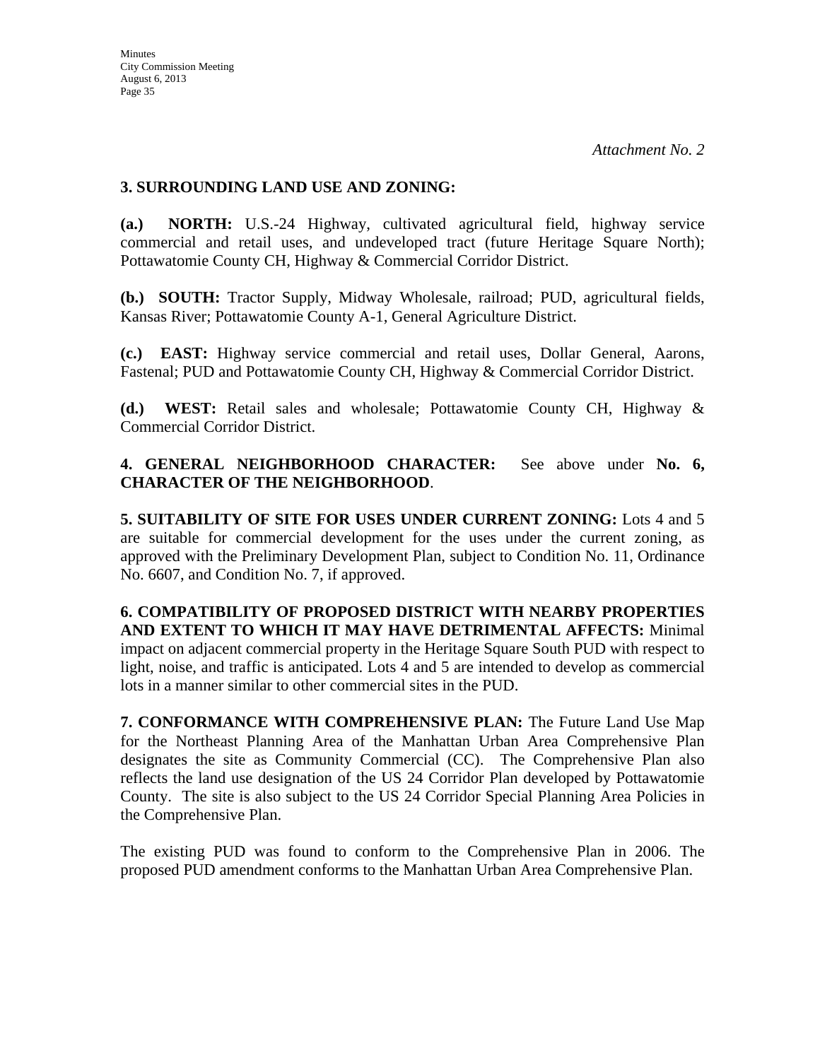*Attachment No. 2*

**3. SURROUNDING LAND USE AND ZONING:**

**(a.) NORTH:** U.S.-24 Highway, cultivated agricultural field, highway service commercial and retail uses, and undeveloped tract (future Heritage Square North); Pottawatomie County CH, Highway & Commercial Corridor District.

**(b.) SOUTH:** Tractor Supply, Midway Wholesale, railroad; PUD, agricultural fields, Kansas River; Pottawatomie County A-1, General Agriculture District.

**(c.) EAST:** Highway service commercial and retail uses, Dollar General, Aarons, Fastenal; PUD and Pottawatomie County CH, Highway & Commercial Corridor District.

**(d.) WEST:** Retail sales and wholesale; Pottawatomie County CH, Highway & Commercial Corridor District.

**4. GENERAL NEIGHBORHOOD CHARACTER:** See above under **No. 6, CHARACTER OF THE NEIGHBORHOOD**.

**5. SUITABILITY OF SITE FOR USES UNDER CURRENT ZONING:** Lots 4 and 5 are suitable for commercial development for the uses under the current zoning, as approved with the Preliminary Development Plan, subject to Condition No. 11, Ordinance No. 6607, and Condition No. 7, if approved.

**6. COMPATIBILITY OF PROPOSED DISTRICT WITH NEARBY PROPERTIES AND EXTENT TO WHICH IT MAY HAVE DETRIMENTAL AFFECTS:** Minimal impact on adjacent commercial property in the Heritage Square South PUD with respect to light, noise, and traffic is anticipated. Lots 4 and 5 are intended to develop as commercial lots in a manner similar to other commercial sites in the PUD.

**7. CONFORMANCE WITH COMPREHENSIVE PLAN:** The Future Land Use Map for the Northeast Planning Area of the Manhattan Urban Area Comprehensive Plan designates the site as Community Commercial (CC). The Comprehensive Plan also reflects the land use designation of the US 24 Corridor Plan developed by Pottawatomie County. The site is also subject to the US 24 Corridor Special Planning Area Policies in the Comprehensive Plan.

The existing PUD was found to conform to the Comprehensive Plan in 2006. The proposed PUD amendment conforms to the Manhattan Urban Area Comprehensive Plan.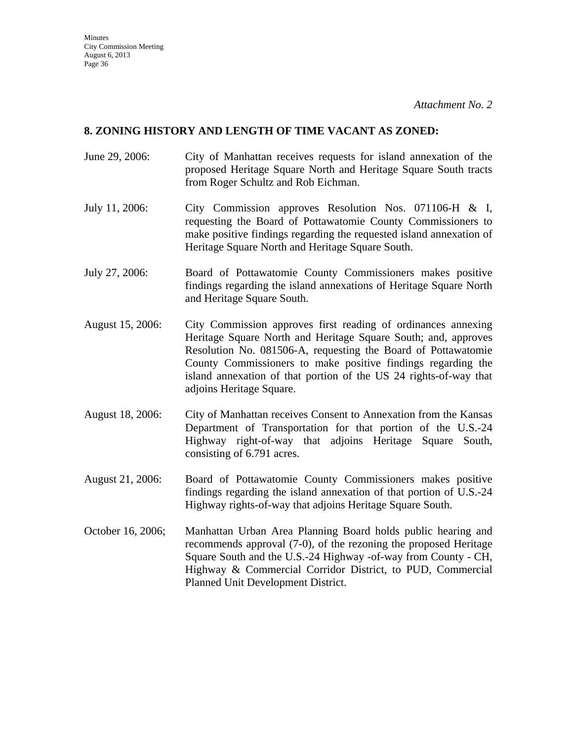*Attachment No. 2*

**8. ZONING HISTORY AND LENGTH OF TIME VACANT AS ZONED:**

June 29, 2006: City of Manhattan receives requests for island annexation of the proposed Heritage Square North and Heritage Square South tracts from Roger Schultz and Rob Eichman.

July 11, 2006: City Commission approves Resolution Nos. 071106-H & I, requesting the Board of Pottawatomie County Commissioners to make positive findings regarding the requested island annexation of Heritage Square North and Heritage Square South.

July 27, 2006: Board of Pottawatomie County Commissioners makes positive findings regarding the island annexations of Heritage Square North and Heritage Square South.

August 15, 2006: City Commission approves first reading of ordinances annexing Heritage Square North and Heritage Square South; and, approves Resolution No. 081506-A, requesting the Board of Pottawatomie County Commissioners to make positive findings regarding the island annexation of that portion of the US 24 rights-of-way that adjoins Heritage Square.

August 18, 2006: City of Manhattan receives Consent to Annexation from the Kansas Department of Transportation for that portion of the U.S.-24 Highway right-of-way that adjoins Heritage Square South, consisting of 6.791 acres.

August 21, 2006: Board of Pottawatomie County Commissioners makes positive findings regarding the island annexation of that portion of U.S.-24 Highway rights-of-way that adjoins Heritage Square South.

October 16, 2006; Manhattan Urban Area Planning Board holds public hearing and recommends approval (7-0), of the rezoning the proposed Heritage Square South and the U.S.-24 Highway -of-way from County - CH, Highway & Commercial Corridor District, to PUD, Commercial Planned Unit Development District.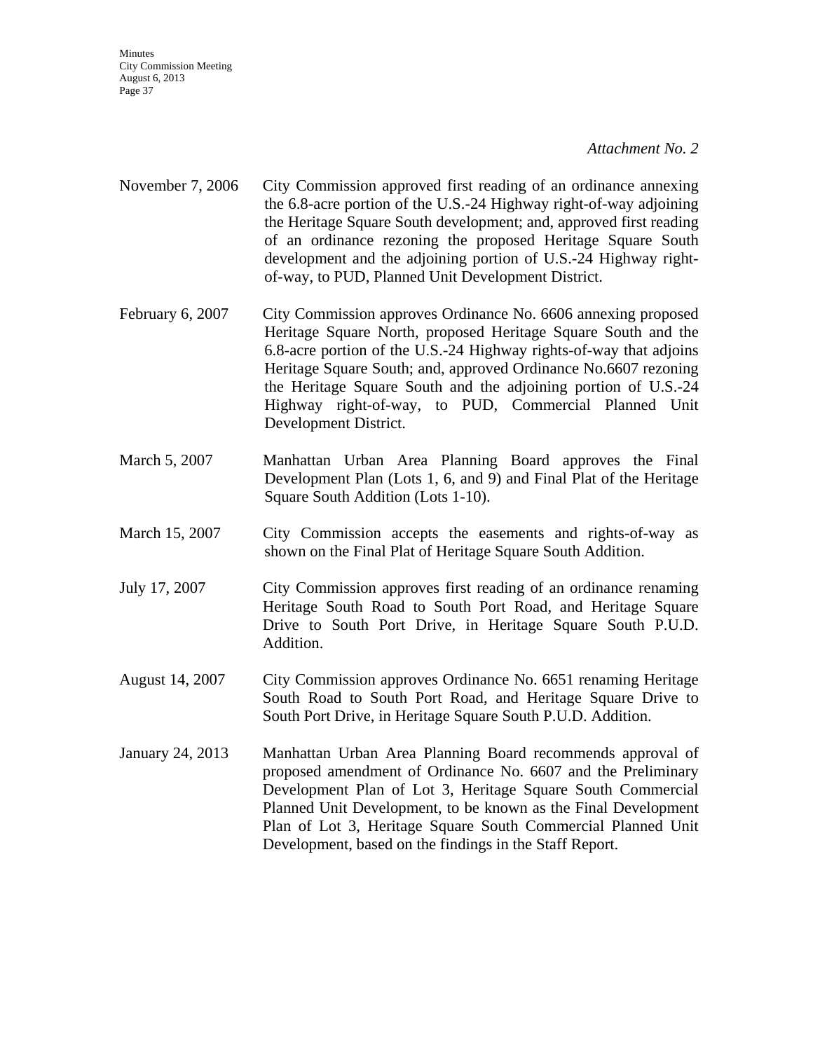*Attachment No. 2*

November 7, 2006 City Commission approved first reading of an ordinance annexing the 6.8-acre portion of the U.S.-24 Highway right-of-way adjoining the Heritage Square South development; and, approved first reading of an ordinance rezoning the proposed Heritage Square South development and the adjoining portion of U.S.-24 Highway right-of-way, to PUD, Planned Unit Development District.

February 6, 2007 City Commission approves Ordinance No. 6606 annexing proposed Heritage Square North, proposed Heritage Square South and the 6.8-acre portion of the U.S.-24 Highway rights-of-way that adjoins Heritage Square South; and, approved Ordinance No.6607 rezoning the Heritage Square South and the adjoining portion of U.S.-24 Highway right-of-way, to PUD, Commercial Planned Unit Development District.

March 5, 2007 Manhattan Urban Area Planning Board approves the Final Development Plan (Lots 1, 6, and 9) and Final Plat of the Heritage Square South Addition (Lots 1-10).

March 15, 2007 City Commission accepts the easements and rights-of-way as shown on the Final Plat of Heritage Square South Addition.

July 17, 2007 City Commission approves first reading of an ordinance renaming Heritage South Road to South Port Road, and Heritage Square Drive to South Port Drive, in Heritage Square South P.U.D. Addition.

August 14, 2007 City Commission approves Ordinance No. 6651 renaming Heritage South Road to South Port Road, and Heritage Square Drive to South Port Drive, in Heritage Square South P.U.D. Addition.

January 24, 2013 Manhattan Urban Area Planning Board recommends approval of proposed amendment of Ordinance No. 6607 and the Preliminary Development Plan of Lot 3, Heritage Square South Commercial Planned Unit Development, to be known as the Final Development Plan of Lot 3, Heritage Square South Commercial Planned Unit Development, based on the findings in the Staff Report.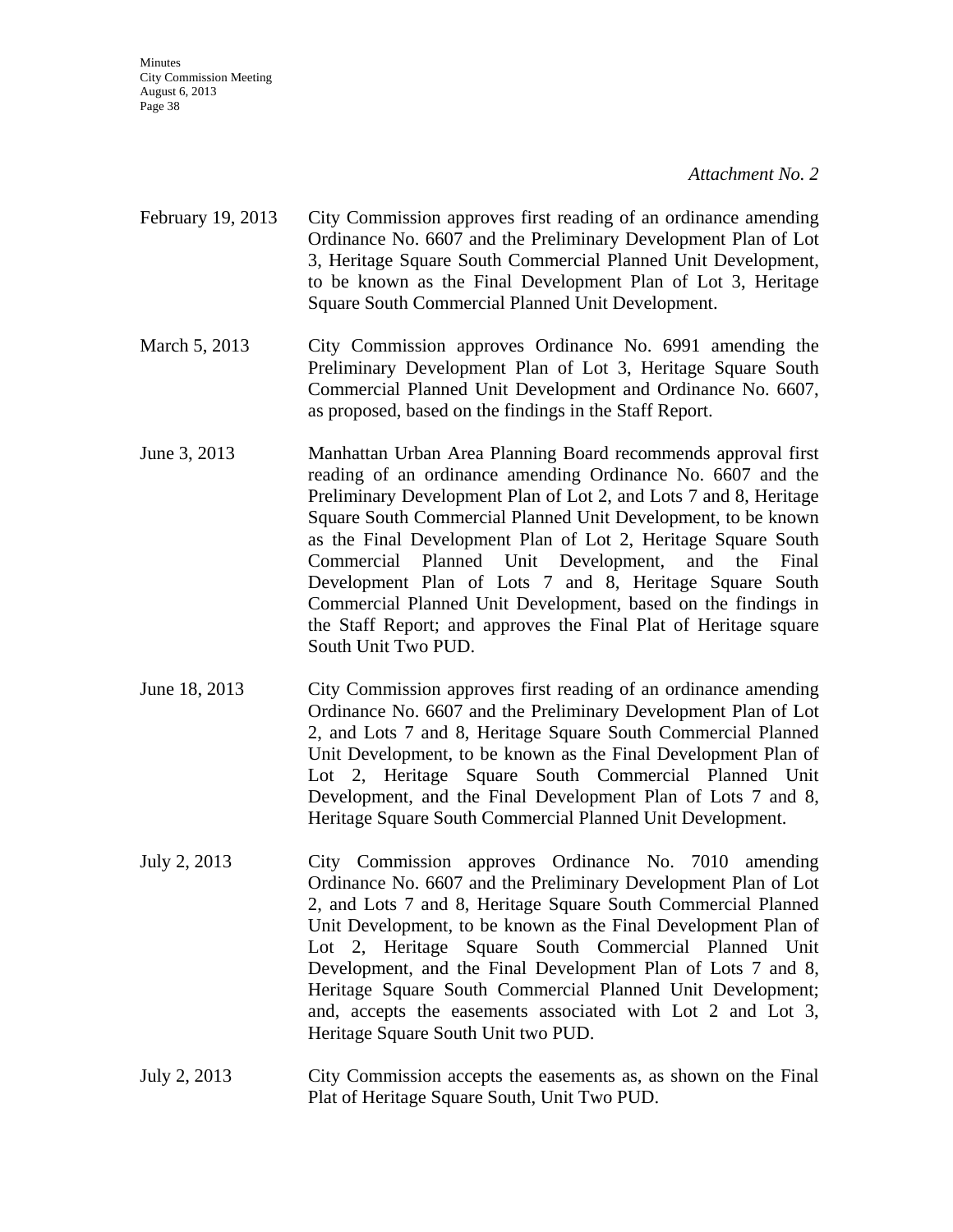*Attachment No. 2*

| | |
|---|---|
| February 19, 2013 | City Commission approves first reading of an ordinance amending Ordinance No. 6607 and the Preliminary Development Plan of Lot 3, Heritage Square South Commercial Planned Unit Development, to be known as the Final Development Plan of Lot 3, Heritage Square South Commercial Planned Unit Development. |
| March 5, 2013 | City Commission approves Ordinance No. 6991 amending the Preliminary Development Plan of Lot 3, Heritage Square South Commercial Planned Unit Development and Ordinance No. 6607, as proposed, based on the findings in the Staff Report. |
| June 3, 2013 | Manhattan Urban Area Planning Board recommends approval first reading of an ordinance amending Ordinance No. 6607 and the Preliminary Development Plan of Lot 2, and Lots 7 and 8, Heritage Square South Commercial Planned Unit Development, to be known as the Final Development Plan of Lot 2, Heritage Square South Commercial Planned Unit Development, and the Final Development Plan of Lots 7 and 8, Heritage Square South Commercial Planned Unit Development, based on the findings in the Staff Report; and approves the Final Plat of Heritage square South Unit Two PUD. |
| June 18, 2013 | City Commission approves first reading of an ordinance amending Ordinance No. 6607 and the Preliminary Development Plan of Lot 2, and Lots 7 and 8, Heritage Square South Commercial Planned Unit Development, to be known as the Final Development Plan of Lot 2, Heritage Square South Commercial Planned Unit Development, and the Final Development Plan of Lots 7 and 8, Heritage Square South Commercial Planned Unit Development. |
| July 2, 2013 | City Commission approves Ordinance No. 7010 amending Ordinance No. 6607 and the Preliminary Development Plan of Lot 2, and Lots 7 and 8, Heritage Square South Commercial Planned Unit Development, to be known as the Final Development Plan of Lot 2, Heritage Square South Commercial Planned Unit Development, and the Final Development Plan of Lots 7 and 8, Heritage Square South Commercial Planned Unit Development; and, accepts the easements associated with Lot 2 and Lot 3, Heritage Square South Unit two PUD. |
| July 2, 2013 | City Commission accepts the easements as, as shown on the Final Plat of Heritage Square South, Unit Two PUD. |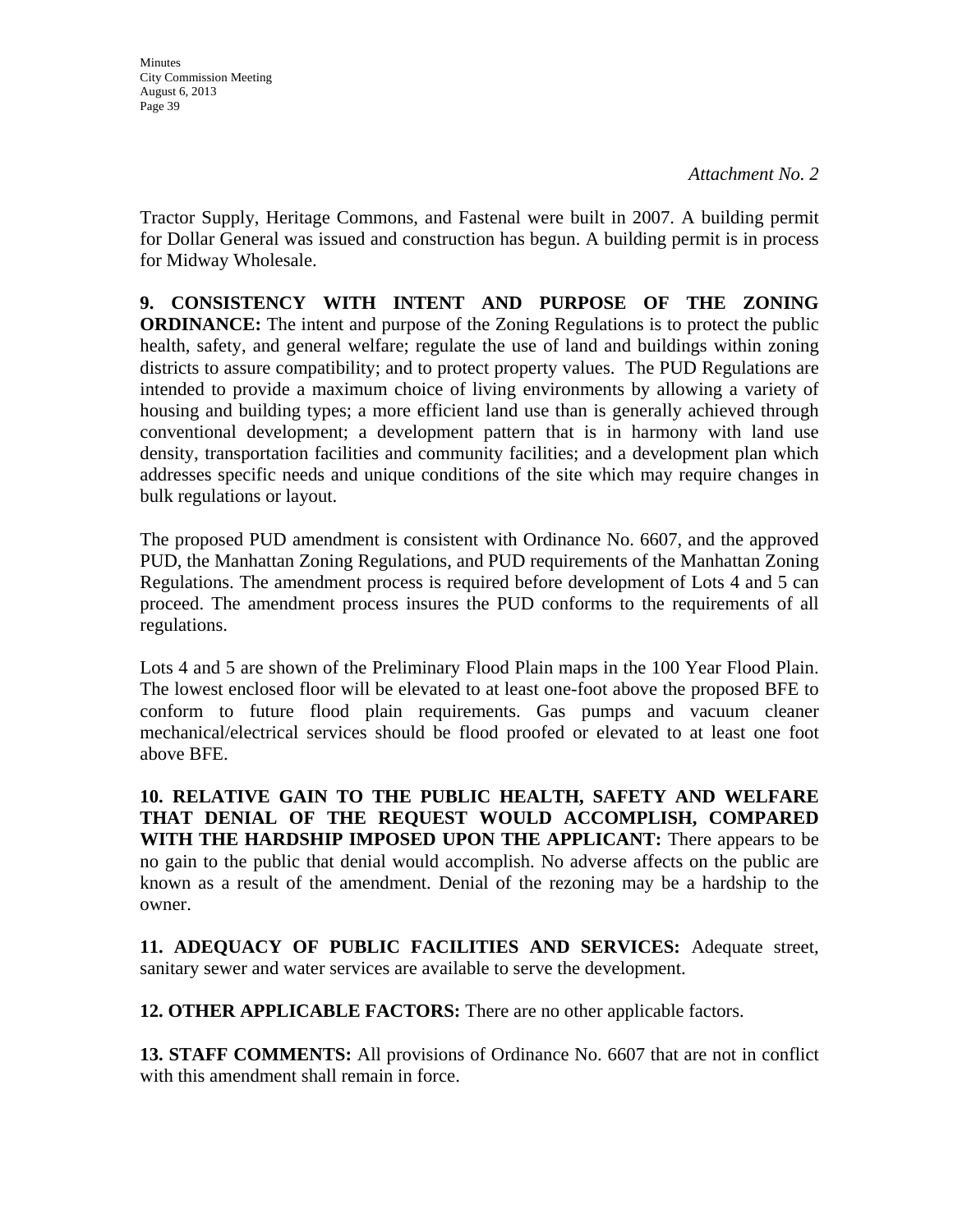*Attachment No. 2*

Tractor Supply, Heritage Commons, and Fastenal were built in 2007. A building permit for Dollar General was issued and construction has begun. A building permit is in process for Midway Wholesale.

**9. CONSISTENCY WITH INTENT AND PURPOSE OF THE ZONING ORDINANCE:** The intent and purpose of the Zoning Regulations is to protect the public health, safety, and general welfare; regulate the use of land and buildings within zoning districts to assure compatibility; and to protect property values. The PUD Regulations are intended to provide a maximum choice of living environments by allowing a variety of housing and building types; a more efficient land use than is generally achieved through conventional development; a development pattern that is in harmony with land use density, transportation facilities and community facilities; and a development plan which addresses specific needs and unique conditions of the site which may require changes in bulk regulations or layout.

The proposed PUD amendment is consistent with Ordinance No. 6607, and the approved PUD, the Manhattan Zoning Regulations, and PUD requirements of the Manhattan Zoning Regulations. The amendment process is required before development of Lots 4 and 5 can proceed. The amendment process insures the PUD conforms to the requirements of all regulations.

Lots 4 and 5 are shown of the Preliminary Flood Plain maps in the 100 Year Flood Plain. The lowest enclosed floor will be elevated to at least one-foot above the proposed BFE to conform to future flood plain requirements. Gas pumps and vacuum cleaner mechanical/electrical services should be flood proofed or elevated to at least one foot above BFE.

**10. RELATIVE GAIN TO THE PUBLIC HEALTH, SAFETY AND WELFARE THAT DENIAL OF THE REQUEST WOULD ACCOMPLISH, COMPARED WITH THE HARDSHIP IMPOSED UPON THE APPLICANT:** There appears to be no gain to the public that denial would accomplish. No adverse affects on the public are known as a result of the amendment. Denial of the rezoning may be a hardship to the owner.

**11. ADEQUACY OF PUBLIC FACILITIES AND SERVICES:** Adequate street, sanitary sewer and water services are available to serve the development.

**12. OTHER APPLICABLE FACTORS:** There are no other applicable factors.

**13. STAFF COMMENTS:** All provisions of Ordinance No. 6607 that are not in conflict with this amendment shall remain in force.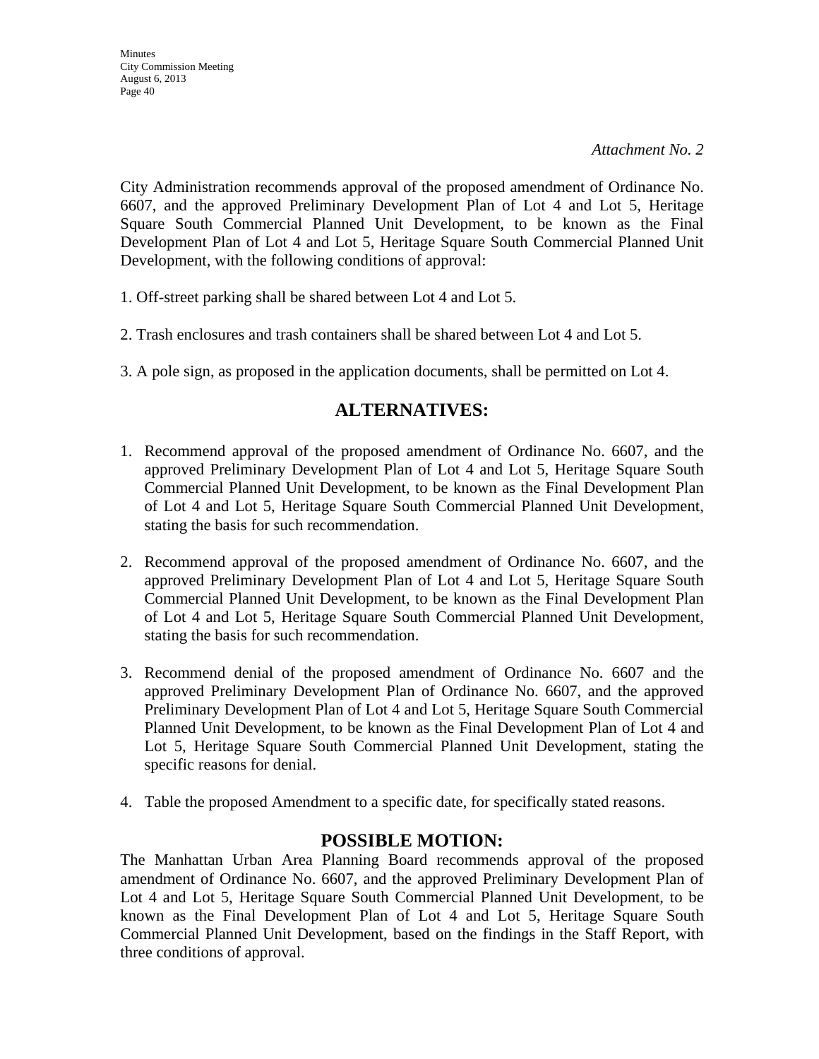*Attachment No. 2*

City Administration recommends approval of the proposed amendment of Ordinance No. 6607, and the approved Preliminary Development Plan of Lot 4 and Lot 5, Heritage Square South Commercial Planned Unit Development, to be known as the Final Development Plan of Lot 4 and Lot 5, Heritage Square South Commercial Planned Unit Development, with the following conditions of approval:

1. Off-street parking shall be shared between Lot 4 and Lot 5.

2. Trash enclosures and trash containers shall be shared between Lot 4 and Lot 5.

3. A pole sign, as proposed in the application documents, shall be permitted on Lot 4.

## ALTERNATIVES:

1. Recommend approval of the proposed amendment of Ordinance No. 6607, and the approved Preliminary Development Plan of Lot 4 and Lot 5, Heritage Square South Commercial Planned Unit Development, to be known as the Final Development Plan of Lot 4 and Lot 5, Heritage Square South Commercial Planned Unit Development, stating the basis for such recommendation.

2. Recommend approval of the proposed amendment of Ordinance No. 6607, and the approved Preliminary Development Plan of Lot 4 and Lot 5, Heritage Square South Commercial Planned Unit Development, to be known as the Final Development Plan of Lot 4 and Lot 5, Heritage Square South Commercial Planned Unit Development, stating the basis for such recommendation.

3. Recommend denial of the proposed amendment of Ordinance No. 6607 and the approved Preliminary Development Plan of Ordinance No. 6607, and the approved Preliminary Development Plan of Lot 4 and Lot 5, Heritage Square South Commercial Planned Unit Development, to be known as the Final Development Plan of Lot 4 and Lot 5, Heritage Square South Commercial Planned Unit Development, stating the specific reasons for denial.

4. Table the proposed Amendment to a specific date, for specifically stated reasons.

## POSSIBLE MOTION:

The Manhattan Urban Area Planning Board recommends approval of the proposed amendment of Ordinance No. 6607, and the approved Preliminary Development Plan of Lot 4 and Lot 5, Heritage Square South Commercial Planned Unit Development, to be known as the Final Development Plan of Lot 4 and Lot 5, Heritage Square South Commercial Planned Unit Development, based on the findings in the Staff Report, with three conditions of approval.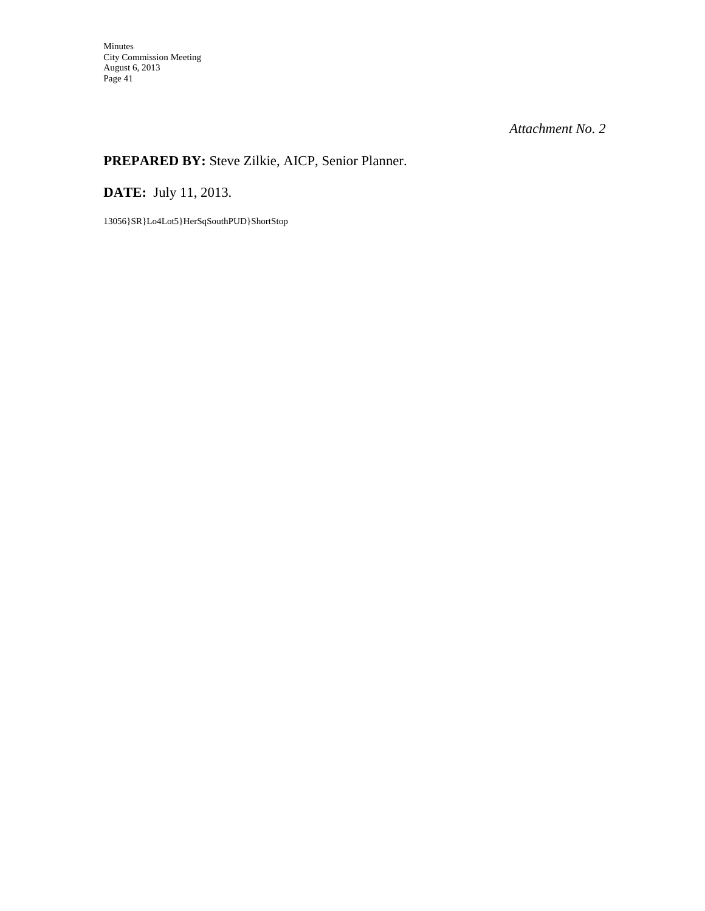*Attachment No. 2*

**PREPARED BY:** Steve Zilkie, AICP, Senior Planner.

**DATE:** July 11, 2013.

13056}SR}Lo4Lot5}HerSqSouthPUD}ShortStop